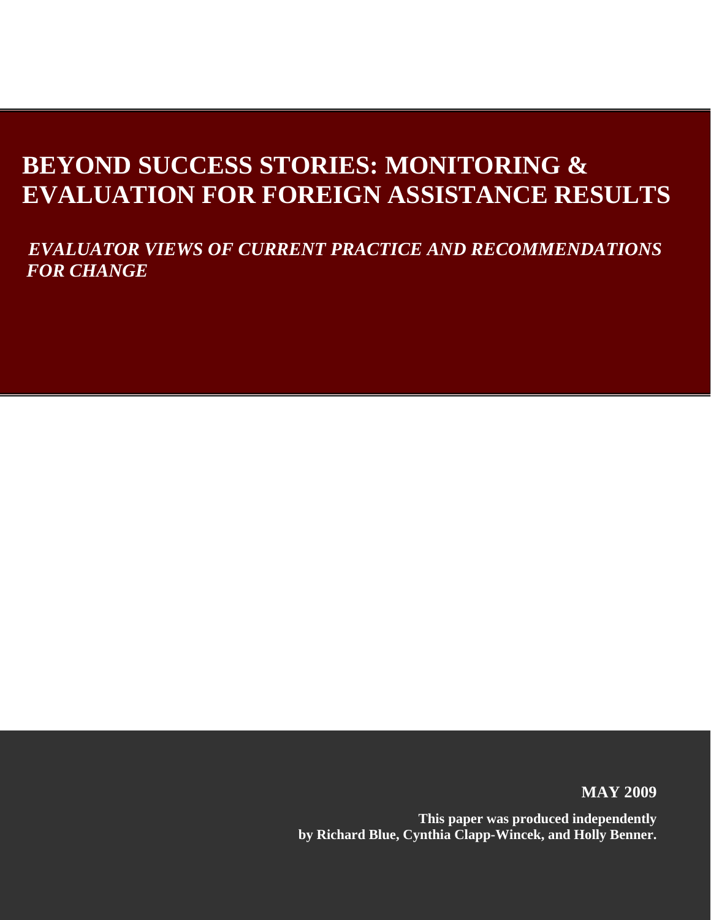# BEYOND SUCCESS STORIES: MONITORING & EVALUATION FOR FOREIGN ASSISTANCE RESULTS

***EVALUATOR VIEWS OF CURRENT PRACTICE AND RECOMMENDATIONS FOR CHANGE***

**MAY 2009**

**This paper was produced independently by Richard Blue, Cynthia Clapp-Wincek, and Holly Benner.**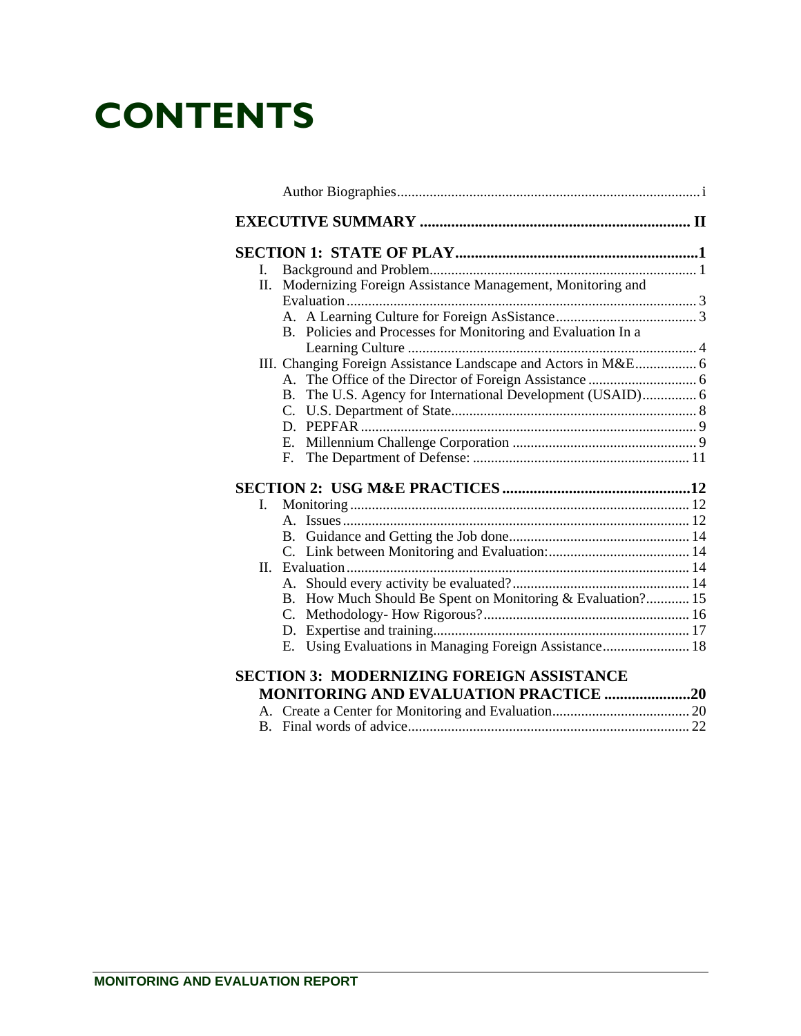# CONTENTS

Author Biographies ........ i

**EXECUTIVE SUMMARY ........ II**

**SECTION 1: STATE OF PLAY ........ 1**

- I. Background and Problem ........ 1
- II. Modernizing Foreign Assistance Management, Monitoring and Evaluation ........ 3
  - A. A Learning Culture for Foreign AsSistance ........ 3
  - B. Policies and Processes for Monitoring and Evaluation In a Learning Culture ........ 4
- III. Changing Foreign Assistance Landscape and Actors in M&E ........ 6
  - A. The Office of the Director of Foreign Assistance ........ 6
  - B. The U.S. Agency for International Development (USAID) ........ 6
  - C. U.S. Department of State ........ 8
  - D. PEPFAR ........ 9
  - E. Millennium Challenge Corporation ........ 9
  - F. The Department of Defense: ........ 11

**SECTION 2: USG M&E PRACTICES ........ 12**

- I. Monitoring ........ 12
  - A. Issues ........ 12
  - B. Guidance and Getting the Job done ........ 14
  - C. Link between Monitoring and Evaluation: ........ 14
- II. Evaluation ........ 14
  - A. Should every activity be evaluated? ........ 14
  - B. How Much Should Be Spent on Monitoring & Evaluation? ........ 15
  - C. Methodology- How Rigorous? ........ 16
  - D. Expertise and training ........ 17
  - E. Using Evaluations in Managing Foreign Assistance ........ 18

**SECTION 3: MODERNIZING FOREIGN ASSISTANCE MONITORING AND EVALUATION PRACTICE ........ 20**

- A. Create a Center for Monitoring and Evaluation ........ 20
- B. Final words of advice ........ 22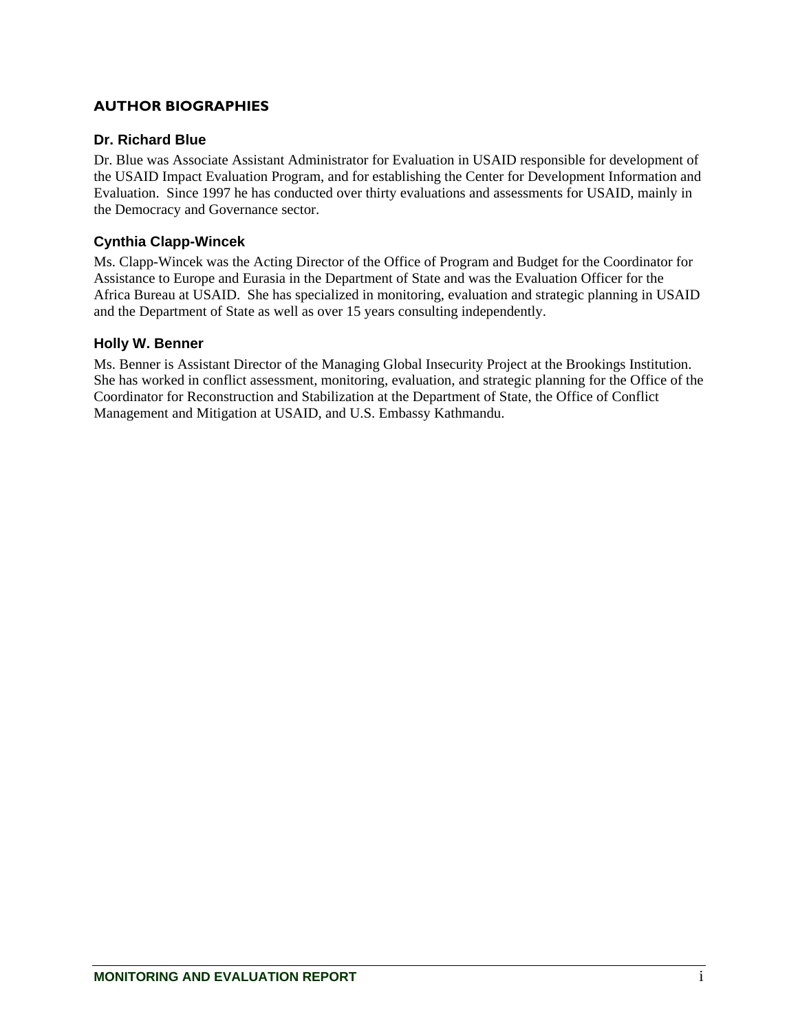## AUTHOR BIOGRAPHIES

### Dr. Richard Blue

Dr. Blue was Associate Assistant Administrator for Evaluation in USAID responsible for development of the USAID Impact Evaluation Program, and for establishing the Center for Development Information and Evaluation. Since 1997 he has conducted over thirty evaluations and assessments for USAID, mainly in the Democracy and Governance sector.

### Cynthia Clapp-Wincek

Ms. Clapp-Wincek was the Acting Director of the Office of Program and Budget for the Coordinator for Assistance to Europe and Eurasia in the Department of State and was the Evaluation Officer for the Africa Bureau at USAID. She has specialized in monitoring, evaluation and strategic planning in USAID and the Department of State as well as over 15 years consulting independently.

### Holly W. Benner

Ms. Benner is Assistant Director of the Managing Global Insecurity Project at the Brookings Institution. She has worked in conflict assessment, monitoring, evaluation, and strategic planning for the Office of the Coordinator for Reconstruction and Stabilization at the Department of State, the Office of Conflict Management and Mitigation at USAID, and U.S. Embassy Kathmandu.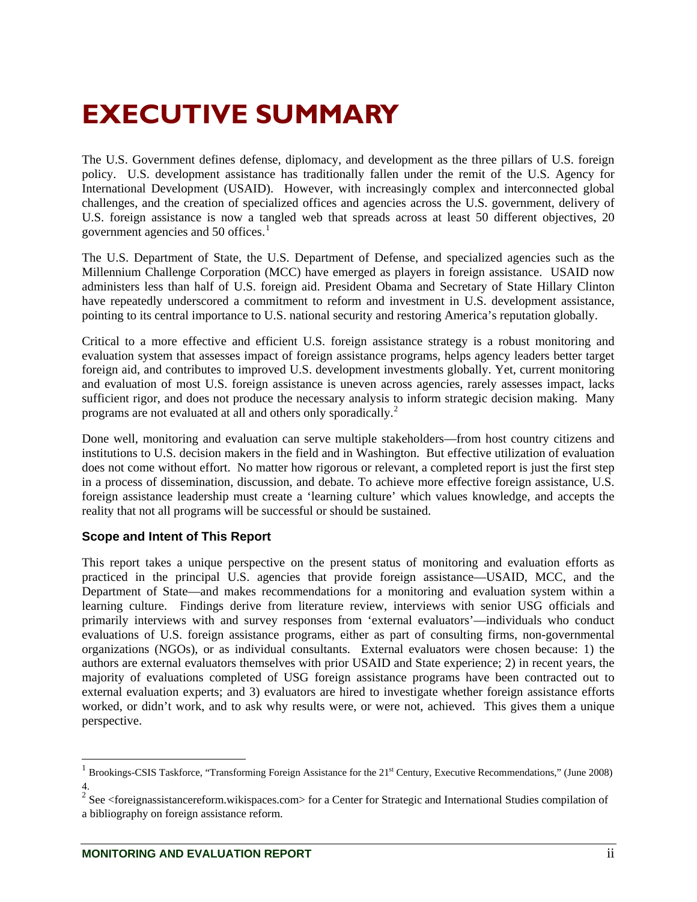# EXECUTIVE SUMMARY

The U.S. Government defines defense, diplomacy, and development as the three pillars of U.S. foreign policy. U.S. development assistance has traditionally fallen under the remit of the U.S. Agency for International Development (USAID). However, with increasingly complex and interconnected global challenges, and the creation of specialized offices and agencies across the U.S. government, delivery of U.S. foreign assistance is now a tangled web that spreads across at least 50 different objectives, 20 government agencies and 50 offices.[1]

The U.S. Department of State, the U.S. Department of Defense, and specialized agencies such as the Millennium Challenge Corporation (MCC) have emerged as players in foreign assistance. USAID now administers less than half of U.S. foreign aid. President Obama and Secretary of State Hillary Clinton have repeatedly underscored a commitment to reform and investment in U.S. development assistance, pointing to its central importance to U.S. national security and restoring America's reputation globally.

Critical to a more effective and efficient U.S. foreign assistance strategy is a robust monitoring and evaluation system that assesses impact of foreign assistance programs, helps agency leaders better target foreign aid, and contributes to improved U.S. development investments globally. Yet, current monitoring and evaluation of most U.S. foreign assistance is uneven across agencies, rarely assesses impact, lacks sufficient rigor, and does not produce the necessary analysis to inform strategic decision making. Many programs are not evaluated at all and others only sporadically.[2]

Done well, monitoring and evaluation can serve multiple stakeholders—from host country citizens and institutions to U.S. decision makers in the field and in Washington. But effective utilization of evaluation does not come without effort. No matter how rigorous or relevant, a completed report is just the first step in a process of dissemination, discussion, and debate. To achieve more effective foreign assistance, U.S. foreign assistance leadership must create a 'learning culture' which values knowledge, and accepts the reality that not all programs will be successful or should be sustained.

### Scope and Intent of This Report

This report takes a unique perspective on the present status of monitoring and evaluation efforts as practiced in the principal U.S. agencies that provide foreign assistance—USAID, MCC, and the Department of State—and makes recommendations for a monitoring and evaluation system within a learning culture. Findings derive from literature review, interviews with senior USG officials and primarily interviews with and survey responses from 'external evaluators'—individuals who conduct evaluations of U.S. foreign assistance programs, either as part of consulting firms, non-governmental organizations (NGOs), or as individual consultants. External evaluators were chosen because: 1) the authors are external evaluators themselves with prior USAID and State experience; 2) in recent years, the majority of evaluations completed of USG foreign assistance programs have been contracted out to external evaluation experts; and 3) evaluators are hired to investigate whether foreign assistance efforts worked, or didn't work, and to ask why results were, or were not, achieved. This gives them a unique perspective.

---

[1] Brookings-CSIS Taskforce, "Transforming Foreign Assistance for the 21st Century, Executive Recommendations," (June 2008) 4.

[2] See <foreignassistancereform.wikispaces.com> for a Center for Strategic and International Studies compilation of a bibliography on foreign assistance reform.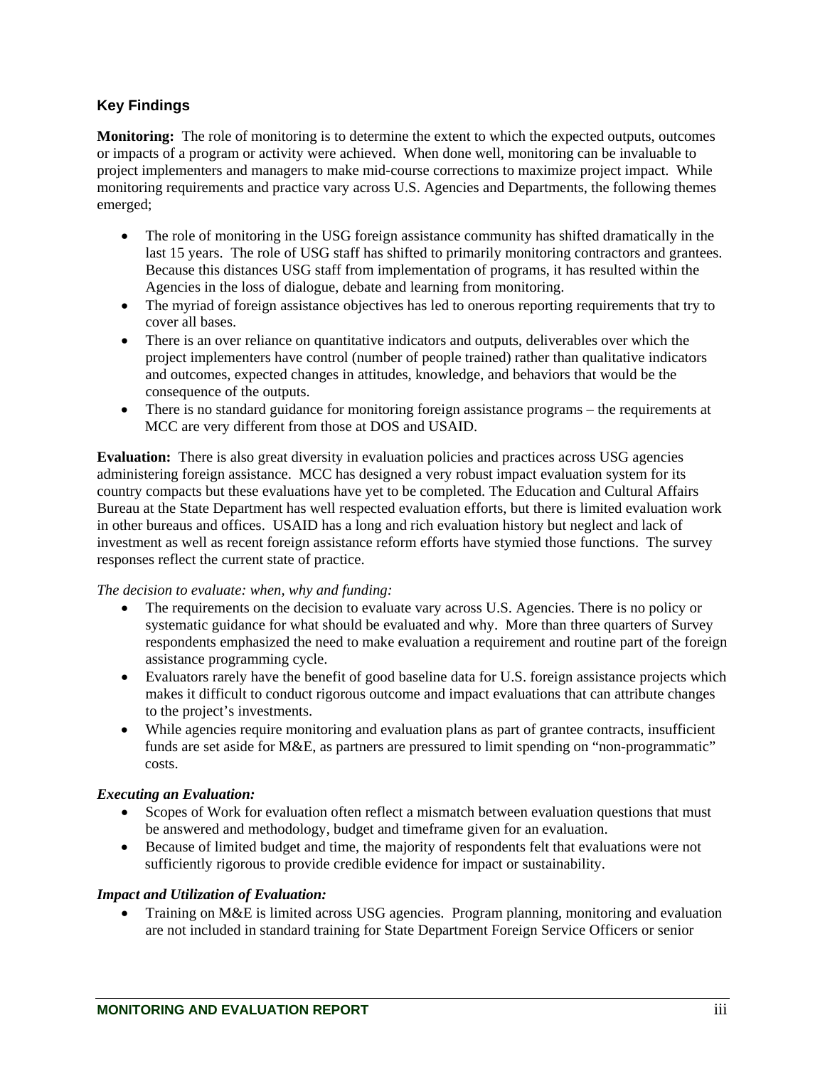## Key Findings

**Monitoring:** The role of monitoring is to determine the extent to which the expected outputs, outcomes or impacts of a program or activity were achieved. When done well, monitoring can be invaluable to project implementers and managers to make mid-course corrections to maximize project impact. While monitoring requirements and practice vary across U.S. Agencies and Departments, the following themes emerged;

- The role of monitoring in the USG foreign assistance community has shifted dramatically in the last 15 years. The role of USG staff has shifted to primarily monitoring contractors and grantees. Because this distances USG staff from implementation of programs, it has resulted within the Agencies in the loss of dialogue, debate and learning from monitoring.
- The myriad of foreign assistance objectives has led to onerous reporting requirements that try to cover all bases.
- There is an over reliance on quantitative indicators and outputs, deliverables over which the project implementers have control (number of people trained) rather than qualitative indicators and outcomes, expected changes in attitudes, knowledge, and behaviors that would be the consequence of the outputs.
- There is no standard guidance for monitoring foreign assistance programs – the requirements at MCC are very different from those at DOS and USAID.

**Evaluation:** There is also great diversity in evaluation policies and practices across USG agencies administering foreign assistance. MCC has designed a very robust impact evaluation system for its country compacts but these evaluations have yet to be completed. The Education and Cultural Affairs Bureau at the State Department has well respected evaluation efforts, but there is limited evaluation work in other bureaus and offices. USAID has a long and rich evaluation history but neglect and lack of investment as well as recent foreign assistance reform efforts have stymied those functions. The survey responses reflect the current state of practice.

*The decision to evaluate: when, why and funding:*

- The requirements on the decision to evaluate vary across U.S. Agencies. There is no policy or systematic guidance for what should be evaluated and why. More than three quarters of Survey respondents emphasized the need to make evaluation a requirement and routine part of the foreign assistance programming cycle.
- Evaluators rarely have the benefit of good baseline data for U.S. foreign assistance projects which makes it difficult to conduct rigorous outcome and impact evaluations that can attribute changes to the project's investments.
- While agencies require monitoring and evaluation plans as part of grantee contracts, insufficient funds are set aside for M&E, as partners are pressured to limit spending on "non-programmatic" costs.

***Executing an Evaluation:***

- Scopes of Work for evaluation often reflect a mismatch between evaluation questions that must be answered and methodology, budget and timeframe given for an evaluation.
- Because of limited budget and time, the majority of respondents felt that evaluations were not sufficiently rigorous to provide credible evidence for impact or sustainability.

***Impact and Utilization of Evaluation:***

- Training on M&E is limited across USG agencies. Program planning, monitoring and evaluation are not included in standard training for State Department Foreign Service Officers or senior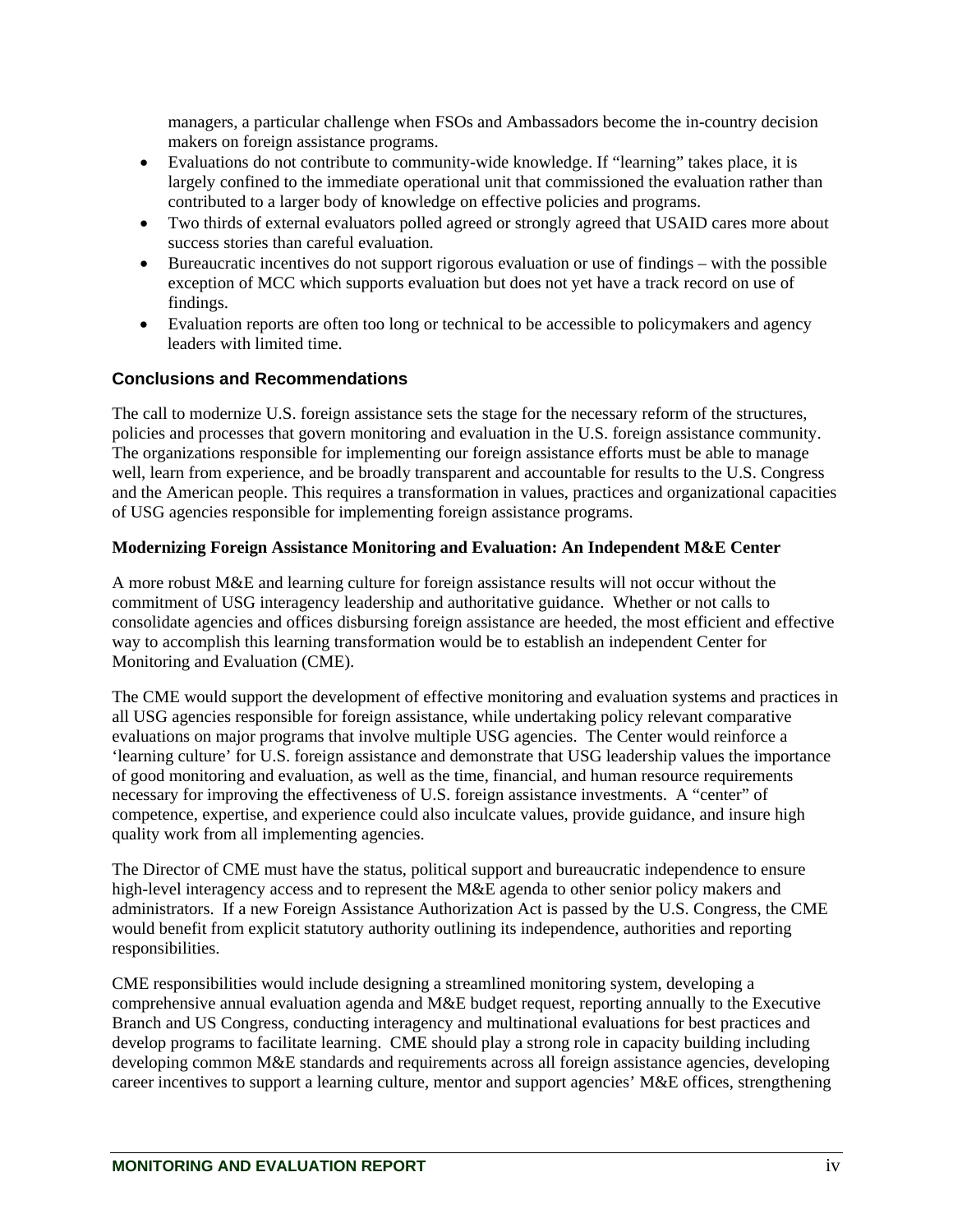managers, a particular challenge when FSOs and Ambassadors become the in-country decision makers on foreign assistance programs.

- Evaluations do not contribute to community-wide knowledge. If "learning" takes place, it is largely confined to the immediate operational unit that commissioned the evaluation rather than contributed to a larger body of knowledge on effective policies and programs.
- Two thirds of external evaluators polled agreed or strongly agreed that USAID cares more about success stories than careful evaluation.
- Bureaucratic incentives do not support rigorous evaluation or use of findings – with the possible exception of MCC which supports evaluation but does not yet have a track record on use of findings.
- Evaluation reports are often too long or technical to be accessible to policymakers and agency leaders with limited time.

## Conclusions and Recommendations

The call to modernize U.S. foreign assistance sets the stage for the necessary reform of the structures, policies and processes that govern monitoring and evaluation in the U.S. foreign assistance community. The organizations responsible for implementing our foreign assistance efforts must be able to manage well, learn from experience, and be broadly transparent and accountable for results to the U.S. Congress and the American people. This requires a transformation in values, practices and organizational capacities of USG agencies responsible for implementing foreign assistance programs.

### Modernizing Foreign Assistance Monitoring and Evaluation: An Independent M&E Center

A more robust M&E and learning culture for foreign assistance results will not occur without the commitment of USG interagency leadership and authoritative guidance. Whether or not calls to consolidate agencies and offices disbursing foreign assistance are heeded, the most efficient and effective way to accomplish this learning transformation would be to establish an independent Center for Monitoring and Evaluation (CME).

The CME would support the development of effective monitoring and evaluation systems and practices in all USG agencies responsible for foreign assistance, while undertaking policy relevant comparative evaluations on major programs that involve multiple USG agencies. The Center would reinforce a 'learning culture' for U.S. foreign assistance and demonstrate that USG leadership values the importance of good monitoring and evaluation, as well as the time, financial, and human resource requirements necessary for improving the effectiveness of U.S. foreign assistance investments. A "center" of competence, expertise, and experience could also inculcate values, provide guidance, and insure high quality work from all implementing agencies.

The Director of CME must have the status, political support and bureaucratic independence to ensure high-level interagency access and to represent the M&E agenda to other senior policy makers and administrators. If a new Foreign Assistance Authorization Act is passed by the U.S. Congress, the CME would benefit from explicit statutory authority outlining its independence, authorities and reporting responsibilities.

CME responsibilities would include designing a streamlined monitoring system, developing a comprehensive annual evaluation agenda and M&E budget request, reporting annually to the Executive Branch and US Congress, conducting interagency and multinational evaluations for best practices and develop programs to facilitate learning. CME should play a strong role in capacity building including developing common M&E standards and requirements across all foreign assistance agencies, developing career incentives to support a learning culture, mentor and support agencies' M&E offices, strengthening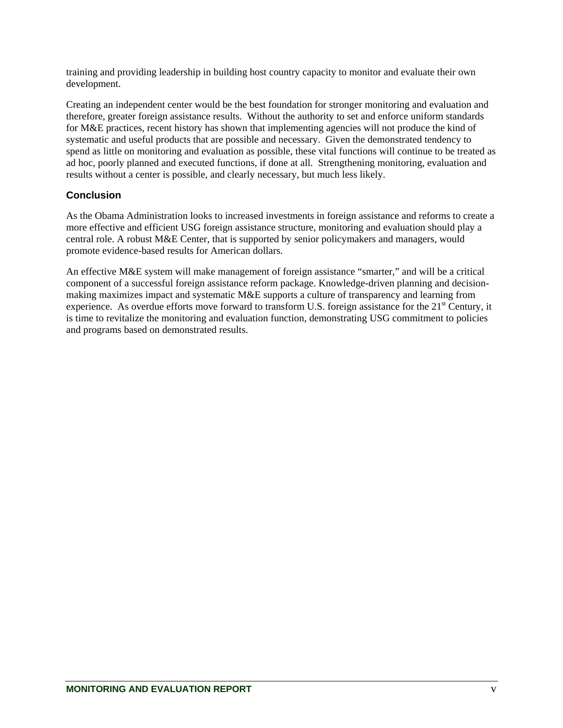training and providing leadership in building host country capacity to monitor and evaluate their own development.

Creating an independent center would be the best foundation for stronger monitoring and evaluation and therefore, greater foreign assistance results. Without the authority to set and enforce uniform standards for M&E practices, recent history has shown that implementing agencies will not produce the kind of systematic and useful products that are possible and necessary. Given the demonstrated tendency to spend as little on monitoring and evaluation as possible, these vital functions will continue to be treated as ad hoc, poorly planned and executed functions, if done at all. Strengthening monitoring, evaluation and results without a center is possible, and clearly necessary, but much less likely.

## Conclusion

As the Obama Administration looks to increased investments in foreign assistance and reforms to create a more effective and efficient USG foreign assistance structure, monitoring and evaluation should play a central role. A robust M&E Center, that is supported by senior policymakers and managers, would promote evidence-based results for American dollars.

An effective M&E system will make management of foreign assistance "smarter," and will be a critical component of a successful foreign assistance reform package. Knowledge-driven planning and decision-making maximizes impact and systematic M&E supports a culture of transparency and learning from experience. As overdue efforts move forward to transform U.S. foreign assistance for the 21st Century, it is time to revitalize the monitoring and evaluation function, demonstrating USG commitment to policies and programs based on demonstrated results.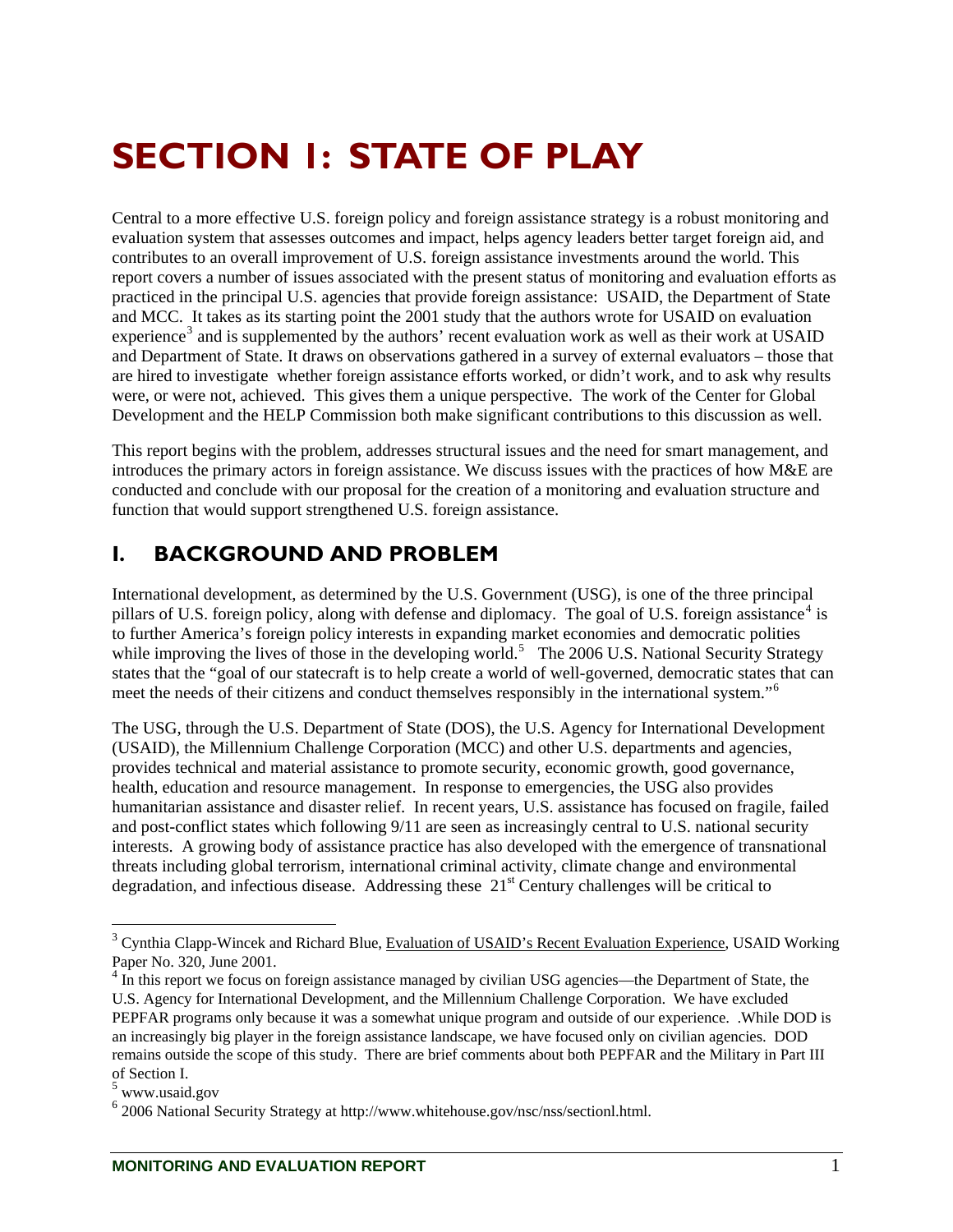# SECTION 1: STATE OF PLAY

Central to a more effective U.S. foreign policy and foreign assistance strategy is a robust monitoring and evaluation system that assesses outcomes and impact, helps agency leaders better target foreign aid, and contributes to an overall improvement of U.S. foreign assistance investments around the world. This report covers a number of issues associated with the present status of monitoring and evaluation efforts as practiced in the principal U.S. agencies that provide foreign assistance: USAID, the Department of State and MCC. It takes as its starting point the 2001 study that the authors wrote for USAID on evaluation experience[3] and is supplemented by the authors' recent evaluation work as well as their work at USAID and Department of State. It draws on observations gathered in a survey of external evaluators – those that are hired to investigate whether foreign assistance efforts worked, or didn't work, and to ask why results were, or were not, achieved. This gives them a unique perspective. The work of the Center for Global Development and the HELP Commission both make significant contributions to this discussion as well.

This report begins with the problem, addresses structural issues and the need for smart management, and introduces the primary actors in foreign assistance. We discuss issues with the practices of how M&E are conducted and conclude with our proposal for the creation of a monitoring and evaluation structure and function that would support strengthened U.S. foreign assistance.

## I. BACKGROUND AND PROBLEM

International development, as determined by the U.S. Government (USG), is one of the three principal pillars of U.S. foreign policy, along with defense and diplomacy. The goal of U.S. foreign assistance[4] is to further America's foreign policy interests in expanding market economies and democratic polities while improving the lives of those in the developing world.[5] The 2006 U.S. National Security Strategy states that the "goal of our statecraft is to help create a world of well-governed, democratic states that can meet the needs of their citizens and conduct themselves responsibly in the international system."[6]

The USG, through the U.S. Department of State (DOS), the U.S. Agency for International Development (USAID), the Millennium Challenge Corporation (MCC) and other U.S. departments and agencies, provides technical and material assistance to promote security, economic growth, good governance, health, education and resource management. In response to emergencies, the USG also provides humanitarian assistance and disaster relief. In recent years, U.S. assistance has focused on fragile, failed and post-conflict states which following 9/11 are seen as increasingly central to U.S. national security interests. A growing body of assistance practice has also developed with the emergence of transnational threats including global terrorism, international criminal activity, climate change and environmental degradation, and infectious disease. Addressing these 21st Century challenges will be critical to

---

[3] Cynthia Clapp-Wincek and Richard Blue, Evaluation of USAID's Recent Evaluation Experience, USAID Working Paper No. 320, June 2001.

[4] In this report we focus on foreign assistance managed by civilian USG agencies—the Department of State, the U.S. Agency for International Development, and the Millennium Challenge Corporation. We have excluded PEPFAR programs only because it was a somewhat unique program and outside of our experience. .While DOD is an increasingly big player in the foreign assistance landscape, we have focused only on civilian agencies. DOD remains outside the scope of this study. There are brief comments about both PEPFAR and the Military in Part III of Section I.

[5] www.usaid.gov

[6] 2006 National Security Strategy at http://www.whitehouse.gov/nsc/nss/sectionl.html.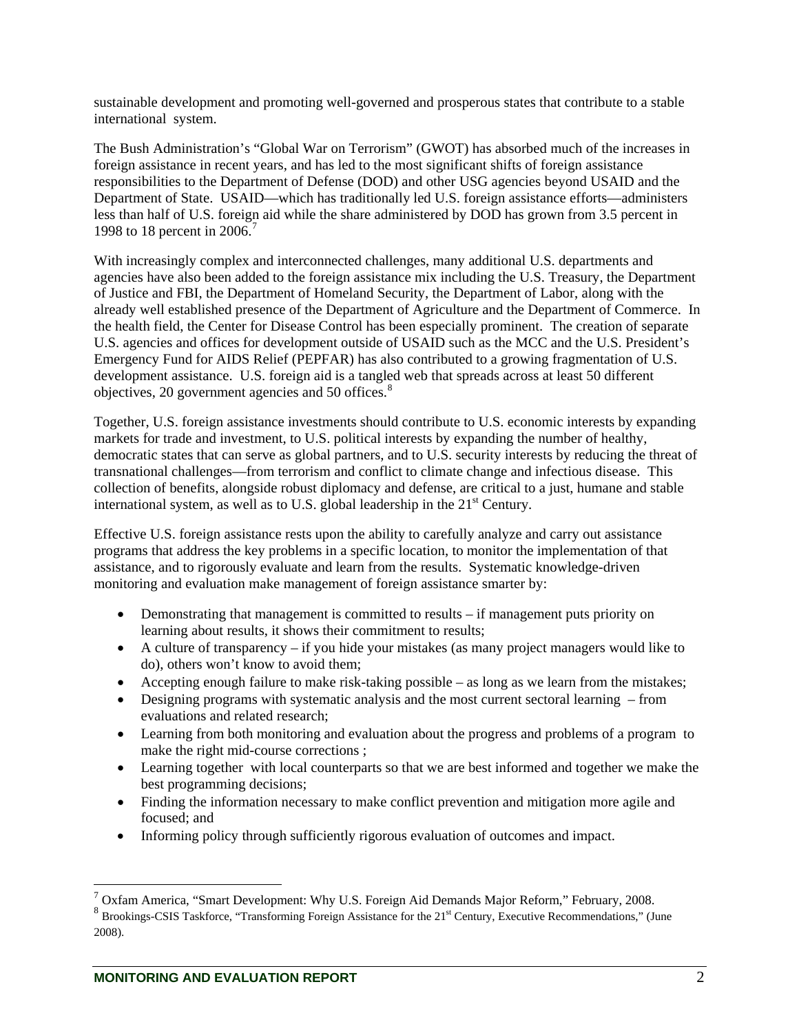sustainable development and promoting well-governed and prosperous states that contribute to a stable international system.

The Bush Administration's "Global War on Terrorism" (GWOT) has absorbed much of the increases in foreign assistance in recent years, and has led to the most significant shifts of foreign assistance responsibilities to the Department of Defense (DOD) and other USG agencies beyond USAID and the Department of State. USAID—which has traditionally led U.S. foreign assistance efforts—administers less than half of U.S. foreign aid while the share administered by DOD has grown from 3.5 percent in 1998 to 18 percent in 2006.[7]

With increasingly complex and interconnected challenges, many additional U.S. departments and agencies have also been added to the foreign assistance mix including the U.S. Treasury, the Department of Justice and FBI, the Department of Homeland Security, the Department of Labor, along with the already well established presence of the Department of Agriculture and the Department of Commerce. In the health field, the Center for Disease Control has been especially prominent. The creation of separate U.S. agencies and offices for development outside of USAID such as the MCC and the U.S. President's Emergency Fund for AIDS Relief (PEPFAR) has also contributed to a growing fragmentation of U.S. development assistance. U.S. foreign aid is a tangled web that spreads across at least 50 different objectives, 20 government agencies and 50 offices.[8]

Together, U.S. foreign assistance investments should contribute to U.S. economic interests by expanding markets for trade and investment, to U.S. political interests by expanding the number of healthy, democratic states that can serve as global partners, and to U.S. security interests by reducing the threat of transnational challenges—from terrorism and conflict to climate change and infectious disease. This collection of benefits, alongside robust diplomacy and defense, are critical to a just, humane and stable international system, as well as to U.S. global leadership in the 21st Century.

Effective U.S. foreign assistance rests upon the ability to carefully analyze and carry out assistance programs that address the key problems in a specific location, to monitor the implementation of that assistance, and to rigorously evaluate and learn from the results. Systematic knowledge-driven monitoring and evaluation make management of foreign assistance smarter by:

- Demonstrating that management is committed to results – if management puts priority on learning about results, it shows their commitment to results;
- A culture of transparency – if you hide your mistakes (as many project managers would like to do), others won't know to avoid them;
- Accepting enough failure to make risk-taking possible – as long as we learn from the mistakes;
- Designing programs with systematic analysis and the most current sectoral learning – from evaluations and related research;
- Learning from both monitoring and evaluation about the progress and problems of a program to make the right mid-course corrections ;
- Learning together with local counterparts so that we are best informed and together we make the best programming decisions;
- Finding the information necessary to make conflict prevention and mitigation more agile and focused; and
- Informing policy through sufficiently rigorous evaluation of outcomes and impact.

[7] Oxfam America, "Smart Development: Why U.S. Foreign Aid Demands Major Reform," February, 2008.

[8] Brookings-CSIS Taskforce, "Transforming Foreign Assistance for the 21st Century, Executive Recommendations," (June 2008).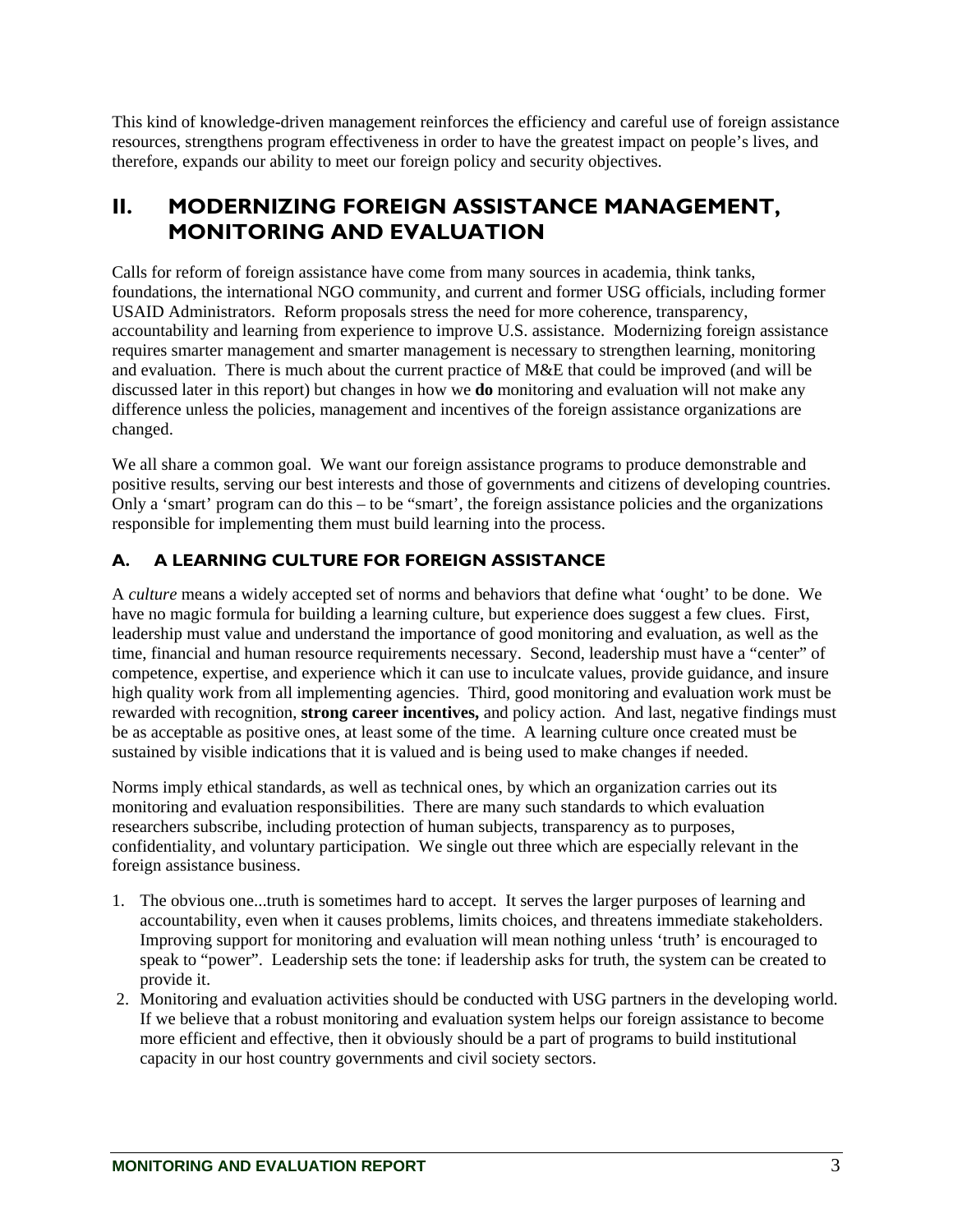This kind of knowledge-driven management reinforces the efficiency and careful use of foreign assistance resources, strengthens program effectiveness in order to have the greatest impact on people's lives, and therefore, expands our ability to meet our foreign policy and security objectives.

# II. MODERNIZING FOREIGN ASSISTANCE MANAGEMENT, MONITORING AND EVALUATION

Calls for reform of foreign assistance have come from many sources in academia, think tanks, foundations, the international NGO community, and current and former USG officials, including former USAID Administrators. Reform proposals stress the need for more coherence, transparency, accountability and learning from experience to improve U.S. assistance. Modernizing foreign assistance requires smarter management and smarter management is necessary to strengthen learning, monitoring and evaluation. There is much about the current practice of M&E that could be improved (and will be discussed later in this report) but changes in how we **do** monitoring and evaluation will not make any difference unless the policies, management and incentives of the foreign assistance organizations are changed.

We all share a common goal. We want our foreign assistance programs to produce demonstrable and positive results, serving our best interests and those of governments and citizens of developing countries. Only a 'smart' program can do this – to be "smart", the foreign assistance policies and the organizations responsible for implementing them must build learning into the process.

## A. A LEARNING CULTURE FOR FOREIGN ASSISTANCE

A *culture* means a widely accepted set of norms and behaviors that define what 'ought' to be done. We have no magic formula for building a learning culture, but experience does suggest a few clues. First, leadership must value and understand the importance of good monitoring and evaluation, as well as the time, financial and human resource requirements necessary. Second, leadership must have a "center" of competence, expertise, and experience which it can use to inculcate values, provide guidance, and insure high quality work from all implementing agencies. Third, good monitoring and evaluation work must be rewarded with recognition, **strong career incentives,** and policy action. And last, negative findings must be as acceptable as positive ones, at least some of the time. A learning culture once created must be sustained by visible indications that it is valued and is being used to make changes if needed.

Norms imply ethical standards, as well as technical ones, by which an organization carries out its monitoring and evaluation responsibilities. There are many such standards to which evaluation researchers subscribe, including protection of human subjects, transparency as to purposes, confidentiality, and voluntary participation. We single out three which are especially relevant in the foreign assistance business.

1. The obvious one...truth is sometimes hard to accept. It serves the larger purposes of learning and accountability, even when it causes problems, limits choices, and threatens immediate stakeholders. Improving support for monitoring and evaluation will mean nothing unless 'truth' is encouraged to speak to "power". Leadership sets the tone: if leadership asks for truth, the system can be created to provide it.
2. Monitoring and evaluation activities should be conducted with USG partners in the developing world. If we believe that a robust monitoring and evaluation system helps our foreign assistance to become more efficient and effective, then it obviously should be a part of programs to build institutional capacity in our host country governments and civil society sectors.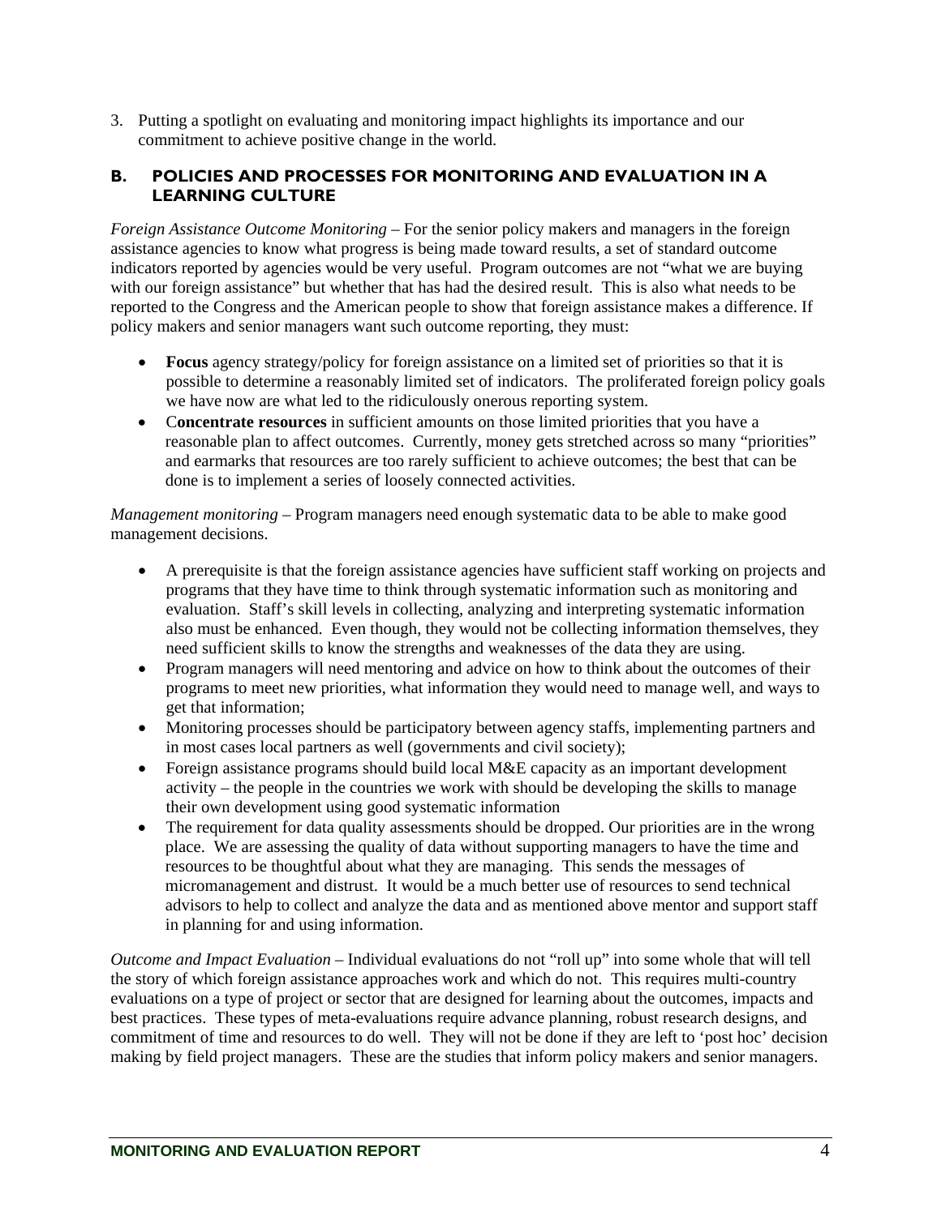3. Putting a spotlight on evaluating and monitoring impact highlights its importance and our commitment to achieve positive change in the world.

## B. POLICIES AND PROCESSES FOR MONITORING AND EVALUATION IN A LEARNING CULTURE

*Foreign Assistance Outcome Monitoring* – For the senior policy makers and managers in the foreign assistance agencies to know what progress is being made toward results, a set of standard outcome indicators reported by agencies would be very useful. Program outcomes are not "what we are buying with our foreign assistance" but whether that has had the desired result. This is also what needs to be reported to the Congress and the American people to show that foreign assistance makes a difference. If policy makers and senior managers want such outcome reporting, they must:

- **Focus** agency strategy/policy for foreign assistance on a limited set of priorities so that it is possible to determine a reasonably limited set of indicators. The proliferated foreign policy goals we have now are what led to the ridiculously onerous reporting system.
- C**oncentrate resources** in sufficient amounts on those limited priorities that you have a reasonable plan to affect outcomes. Currently, money gets stretched across so many "priorities" and earmarks that resources are too rarely sufficient to achieve outcomes; the best that can be done is to implement a series of loosely connected activities.

*Management monitoring* – Program managers need enough systematic data to be able to make good management decisions.

- A prerequisite is that the foreign assistance agencies have sufficient staff working on projects and programs that they have time to think through systematic information such as monitoring and evaluation. Staff's skill levels in collecting, analyzing and interpreting systematic information also must be enhanced. Even though, they would not be collecting information themselves, they need sufficient skills to know the strengths and weaknesses of the data they are using.
- Program managers will need mentoring and advice on how to think about the outcomes of their programs to meet new priorities, what information they would need to manage well, and ways to get that information;
- Monitoring processes should be participatory between agency staffs, implementing partners and in most cases local partners as well (governments and civil society);
- Foreign assistance programs should build local M&E capacity as an important development activity – the people in the countries we work with should be developing the skills to manage their own development using good systematic information
- The requirement for data quality assessments should be dropped. Our priorities are in the wrong place. We are assessing the quality of data without supporting managers to have the time and resources to be thoughtful about what they are managing. This sends the messages of micromanagement and distrust. It would be a much better use of resources to send technical advisors to help to collect and analyze the data and as mentioned above mentor and support staff in planning for and using information.

*Outcome and Impact Evaluation* – Individual evaluations do not "roll up" into some whole that will tell the story of which foreign assistance approaches work and which do not. This requires multi-country evaluations on a type of project or sector that are designed for learning about the outcomes, impacts and best practices. These types of meta-evaluations require advance planning, robust research designs, and commitment of time and resources to do well. They will not be done if they are left to 'post hoc' decision making by field project managers. These are the studies that inform policy makers and senior managers.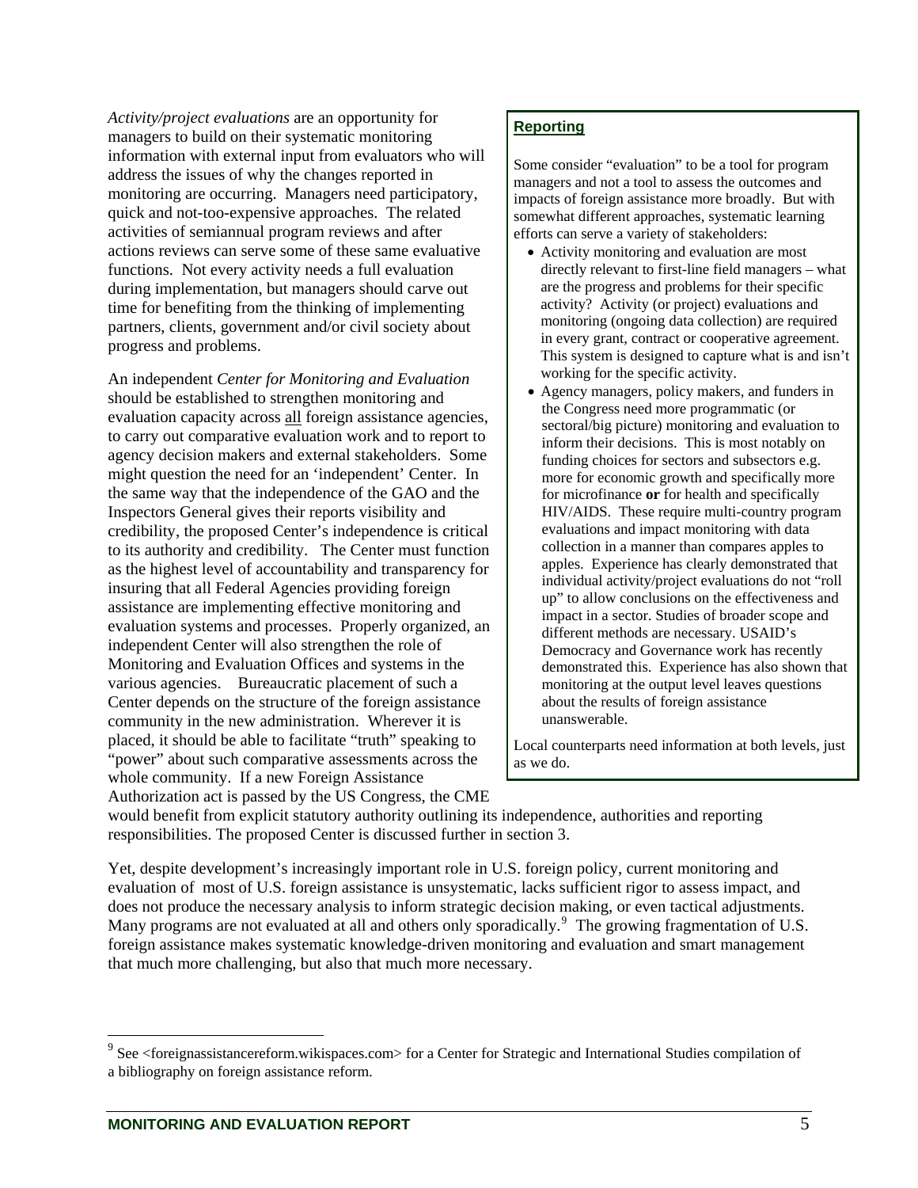*Activity/project evaluations* are an opportunity for managers to build on their systematic monitoring information with external input from evaluators who will address the issues of why the changes reported in monitoring are occurring. Managers need participatory, quick and not-too-expensive approaches. The related activities of semiannual program reviews and after actions reviews can serve some of these same evaluative functions. Not every activity needs a full evaluation during implementation, but managers should carve out time for benefiting from the thinking of implementing partners, clients, government and/or civil society about progress and problems.

An independent *Center for Monitoring and Evaluation* should be established to strengthen monitoring and evaluation capacity across all foreign assistance agencies, to carry out comparative evaluation work and to report to agency decision makers and external stakeholders. Some might question the need for an 'independent' Center. In the same way that the independence of the GAO and the Inspectors General gives their reports visibility and credibility, the proposed Center's independence is critical to its authority and credibility. The Center must function as the highest level of accountability and transparency for insuring that all Federal Agencies providing foreign assistance are implementing effective monitoring and evaluation systems and processes. Properly organized, an independent Center will also strengthen the role of Monitoring and Evaluation Offices and systems in the various agencies. Bureaucratic placement of such a Center depends on the structure of the foreign assistance community in the new administration. Wherever it is placed, it should be able to facilitate "truth" speaking to "power" about such comparative assessments across the whole community. If a new Foreign Assistance Authorization act is passed by the US Congress, the CME would benefit from explicit statutory authority outlining its independence, authorities and reporting responsibilities. The proposed Center is discussed further in section 3.

> **Reporting**
>
> Some consider "evaluation" to be a tool for program managers and not a tool to assess the outcomes and impacts of foreign assistance more broadly. But with somewhat different approaches, systematic learning efforts can serve a variety of stakeholders:
>
> - Activity monitoring and evaluation are most directly relevant to first-line field managers – what are the progress and problems for their specific activity? Activity (or project) evaluations and monitoring (ongoing data collection) are required in every grant, contract or cooperative agreement. This system is designed to capture what is and isn't working for the specific activity.
> - Agency managers, policy makers, and funders in the Congress need more programmatic (or sectoral/big picture) monitoring and evaluation to inform their decisions. This is most notably on funding choices for sectors and subsectors e.g. more for economic growth and specifically more for microfinance **or** for health and specifically HIV/AIDS. These require multi-country program evaluations and impact monitoring with data collection in a manner than compares apples to apples. Experience has clearly demonstrated that individual activity/project evaluations do not "roll up" to allow conclusions on the effectiveness and impact in a sector. Studies of broader scope and different methods are necessary. USAID's Democracy and Governance work has recently demonstrated this. Experience has also shown that monitoring at the output level leaves questions about the results of foreign assistance unanswerable.
>
> Local counterparts need information at both levels, just as we do.

Yet, despite development's increasingly important role in U.S. foreign policy, current monitoring and evaluation of most of U.S. foreign assistance is unsystematic, lacks sufficient rigor to assess impact, and does not produce the necessary analysis to inform strategic decision making, or even tactical adjustments. Many programs are not evaluated at all and others only sporadically.[9] The growing fragmentation of U.S. foreign assistance makes systematic knowledge-driven monitoring and evaluation and smart management that much more challenging, but also that much more necessary.

[9] See <foreignassistancereform.wikispaces.com> for a Center for Strategic and International Studies compilation of a bibliography on foreign assistance reform.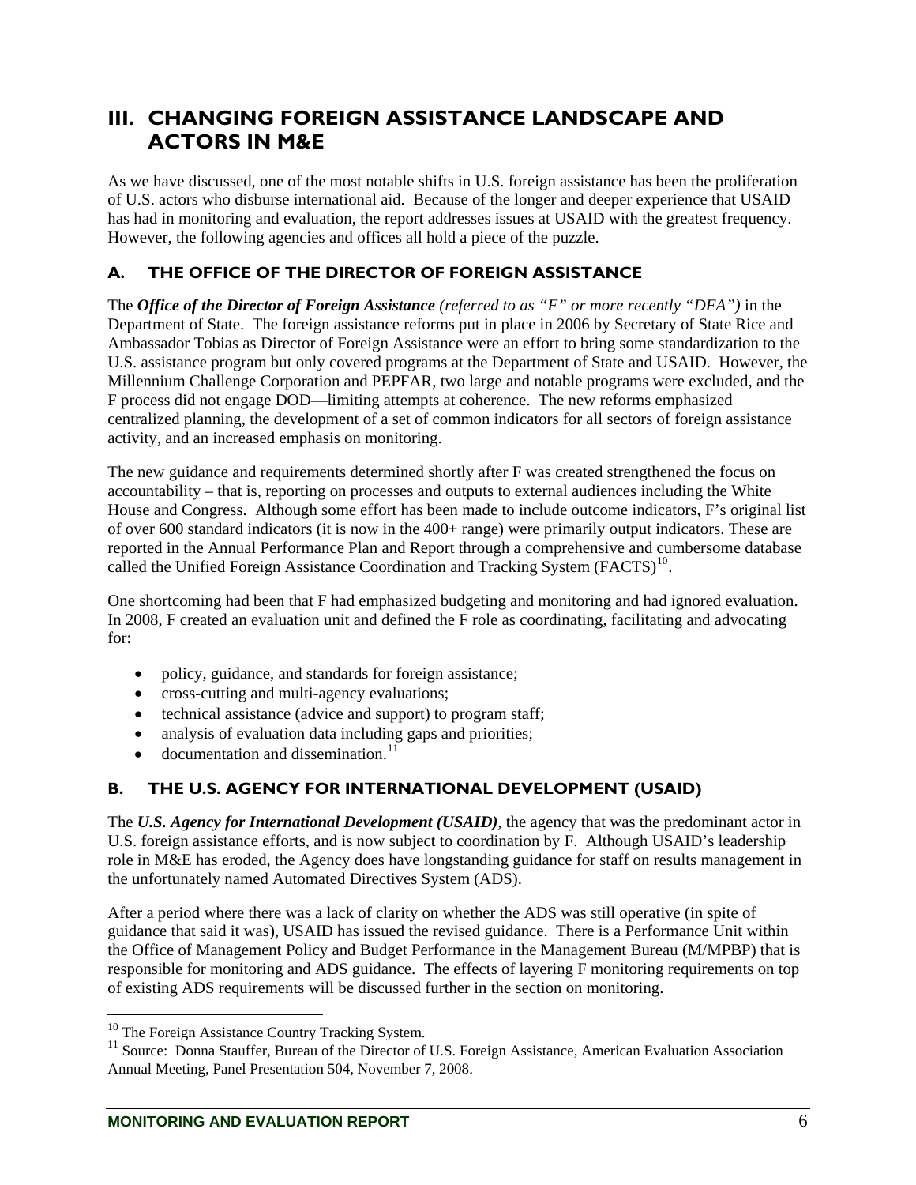# III. CHANGING FOREIGN ASSISTANCE LANDSCAPE AND ACTORS IN M&E

As we have discussed, one of the most notable shifts in U.S. foreign assistance has been the proliferation of U.S. actors who disburse international aid. Because of the longer and deeper experience that USAID has had in monitoring and evaluation, the report addresses issues at USAID with the greatest frequency. However, the following agencies and offices all hold a piece of the puzzle.

## A. THE OFFICE OF THE DIRECTOR OF FOREIGN ASSISTANCE

The ***Office of the Director of Foreign Assistance*** *(referred to as "F" or more recently "DFA")* in the Department of State. The foreign assistance reforms put in place in 2006 by Secretary of State Rice and Ambassador Tobias as Director of Foreign Assistance were an effort to bring some standardization to the U.S. assistance program but only covered programs at the Department of State and USAID. However, the Millennium Challenge Corporation and PEPFAR, two large and notable programs were excluded, and the F process did not engage DOD—limiting attempts at coherence. The new reforms emphasized centralized planning, the development of a set of common indicators for all sectors of foreign assistance activity, and an increased emphasis on monitoring.

The new guidance and requirements determined shortly after F was created strengthened the focus on accountability – that is, reporting on processes and outputs to external audiences including the White House and Congress. Although some effort has been made to include outcome indicators, F's original list of over 600 standard indicators (it is now in the 400+ range) were primarily output indicators. These are reported in the Annual Performance Plan and Report through a comprehensive and cumbersome database called the Unified Foreign Assistance Coordination and Tracking System (FACTS)[10].

One shortcoming had been that F had emphasized budgeting and monitoring and had ignored evaluation. In 2008, F created an evaluation unit and defined the F role as coordinating, facilitating and advocating for:

- policy, guidance, and standards for foreign assistance;
- cross-cutting and multi-agency evaluations;
- technical assistance (advice and support) to program staff;
- analysis of evaluation data including gaps and priorities;
- documentation and dissemination.[11]

## B. THE U.S. AGENCY FOR INTERNATIONAL DEVELOPMENT (USAID)

The ***U.S. Agency for International Development (USAID)***, the agency that was the predominant actor in U.S. foreign assistance efforts, and is now subject to coordination by F. Although USAID's leadership role in M&E has eroded, the Agency does have longstanding guidance for staff on results management in the unfortunately named Automated Directives System (ADS).

After a period where there was a lack of clarity on whether the ADS was still operative (in spite of guidance that said it was), USAID has issued the revised guidance. There is a Performance Unit within the Office of Management Policy and Budget Performance in the Management Bureau (M/MPBP) that is responsible for monitoring and ADS guidance. The effects of layering F monitoring requirements on top of existing ADS requirements will be discussed further in the section on monitoring.

---

[10] The Foreign Assistance Country Tracking System.

[11] Source: Donna Stauffer, Bureau of the Director of U.S. Foreign Assistance, American Evaluation Association Annual Meeting, Panel Presentation 504, November 7, 2008.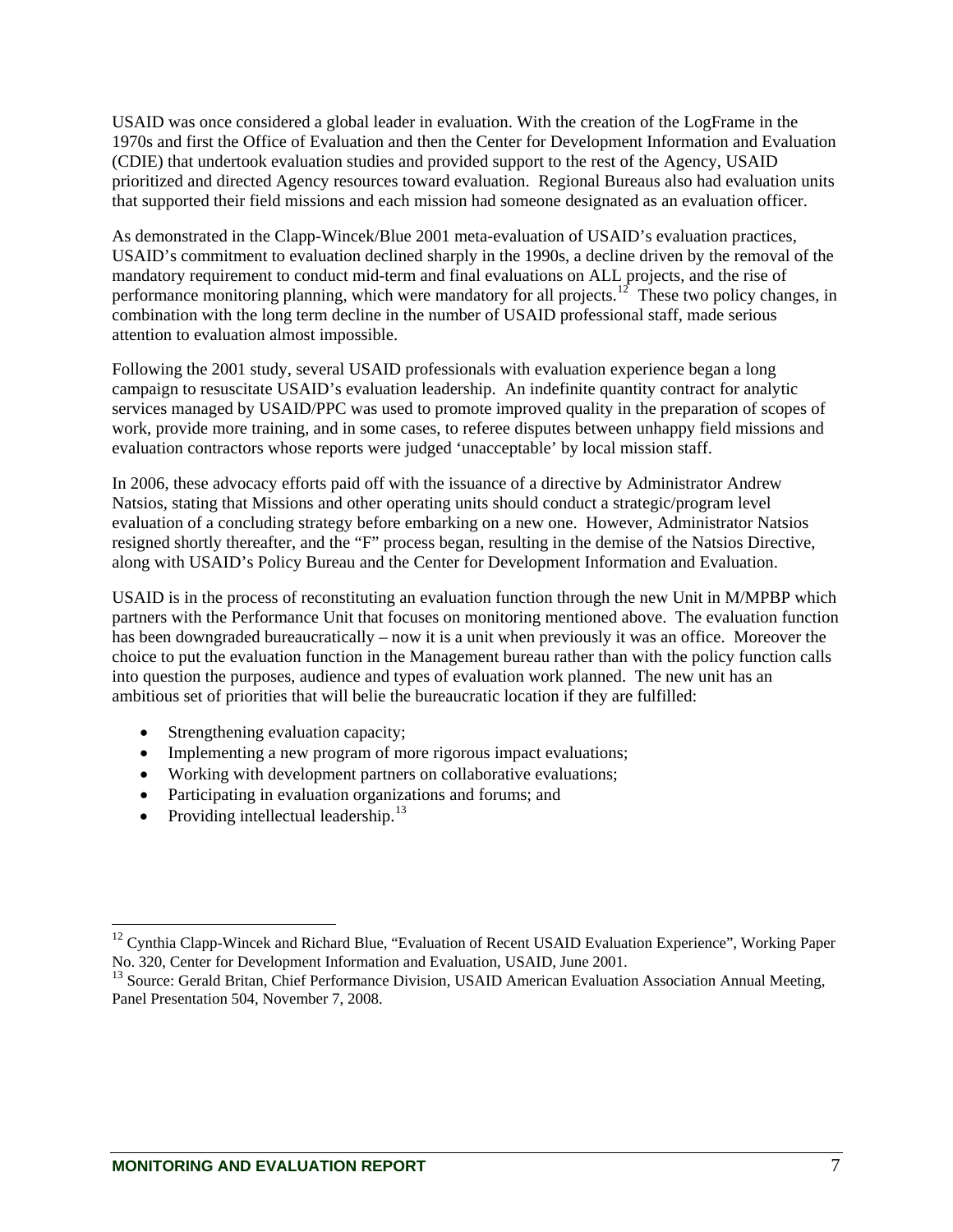USAID was once considered a global leader in evaluation. With the creation of the LogFrame in the 1970s and first the Office of Evaluation and then the Center for Development Information and Evaluation (CDIE) that undertook evaluation studies and provided support to the rest of the Agency, USAID prioritized and directed Agency resources toward evaluation. Regional Bureaus also had evaluation units that supported their field missions and each mission had someone designated as an evaluation officer.

As demonstrated in the Clapp-Wincek/Blue 2001 meta-evaluation of USAID's evaluation practices, USAID's commitment to evaluation declined sharply in the 1990s, a decline driven by the removal of the mandatory requirement to conduct mid-term and final evaluations on ALL projects, and the rise of performance monitoring planning, which were mandatory for all projects.[12] These two policy changes, in combination with the long term decline in the number of USAID professional staff, made serious attention to evaluation almost impossible.

Following the 2001 study, several USAID professionals with evaluation experience began a long campaign to resuscitate USAID's evaluation leadership. An indefinite quantity contract for analytic services managed by USAID/PPC was used to promote improved quality in the preparation of scopes of work, provide more training, and in some cases, to referee disputes between unhappy field missions and evaluation contractors whose reports were judged 'unacceptable' by local mission staff.

In 2006, these advocacy efforts paid off with the issuance of a directive by Administrator Andrew Natsios, stating that Missions and other operating units should conduct a strategic/program level evaluation of a concluding strategy before embarking on a new one. However, Administrator Natsios resigned shortly thereafter, and the "F" process began, resulting in the demise of the Natsios Directive, along with USAID's Policy Bureau and the Center for Development Information and Evaluation.

USAID is in the process of reconstituting an evaluation function through the new Unit in M/MPBP which partners with the Performance Unit that focuses on monitoring mentioned above. The evaluation function has been downgraded bureaucratically – now it is a unit when previously it was an office. Moreover the choice to put the evaluation function in the Management bureau rather than with the policy function calls into question the purposes, audience and types of evaluation work planned. The new unit has an ambitious set of priorities that will belie the bureaucratic location if they are fulfilled:

- Strengthening evaluation capacity;
- Implementing a new program of more rigorous impact evaluations;
- Working with development partners on collaborative evaluations;
- Participating in evaluation organizations and forums; and
- Providing intellectual leadership.[13]

[12] Cynthia Clapp-Wincek and Richard Blue, "Evaluation of Recent USAID Evaluation Experience", Working Paper No. 320, Center for Development Information and Evaluation, USAID, June 2001.

[13] Source: Gerald Britan, Chief Performance Division, USAID American Evaluation Association Annual Meeting, Panel Presentation 504, November 7, 2008.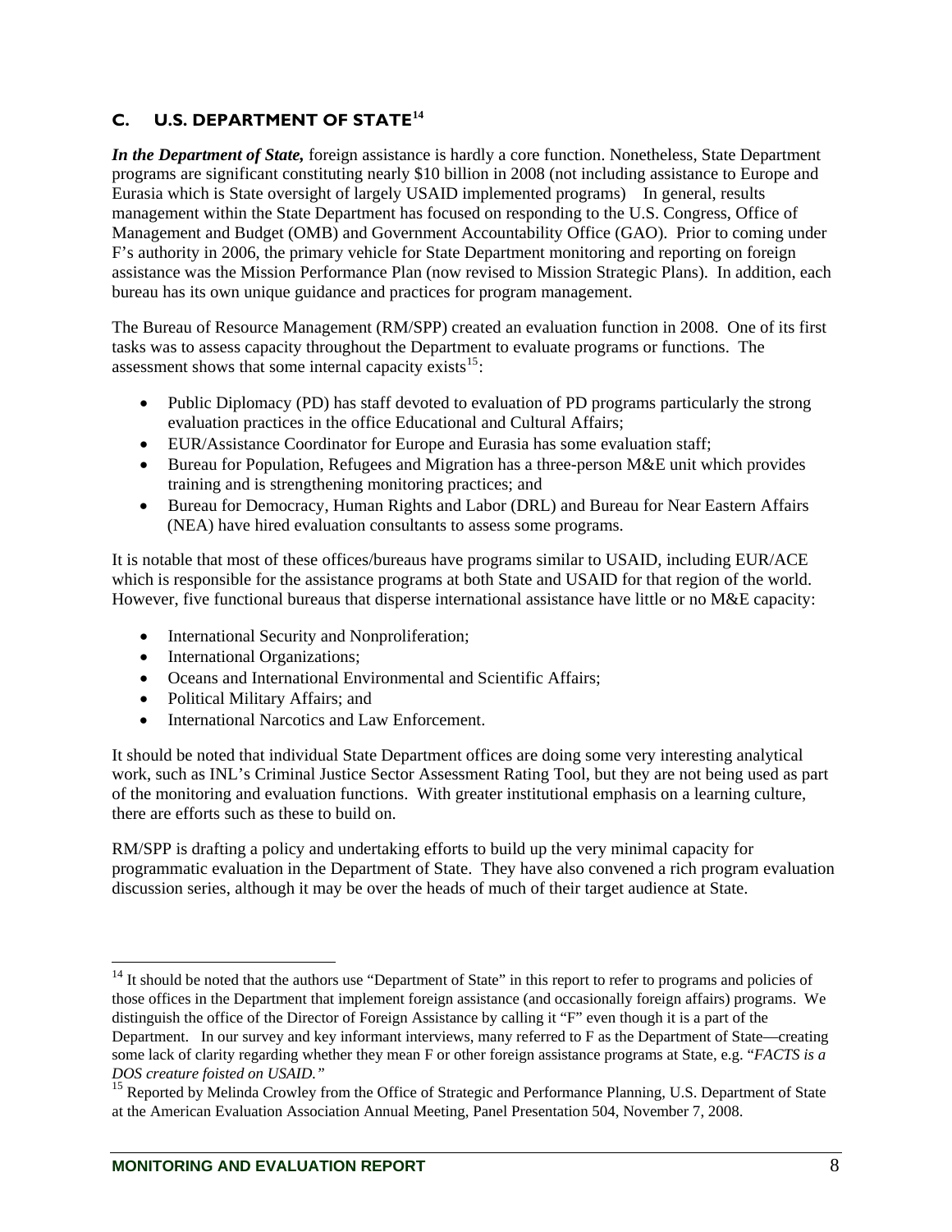## C. U.S. DEPARTMENT OF STATE[14]

***In the Department of State,*** foreign assistance is hardly a core function. Nonetheless, State Department programs are significant constituting nearly $10 billion in 2008 (not including assistance to Europe and Eurasia which is State oversight of largely USAID implemented programs) In general, results management within the State Department has focused on responding to the U.S. Congress, Office of Management and Budget (OMB) and Government Accountability Office (GAO). Prior to coming under F's authority in 2006, the primary vehicle for State Department monitoring and reporting on foreign assistance was the Mission Performance Plan (now revised to Mission Strategic Plans). In addition, each bureau has its own unique guidance and practices for program management.

The Bureau of Resource Management (RM/SPP) created an evaluation function in 2008. One of its first tasks was to assess capacity throughout the Department to evaluate programs or functions. The assessment shows that some internal capacity exists[15]:

- Public Diplomacy (PD) has staff devoted to evaluation of PD programs particularly the strong evaluation practices in the office Educational and Cultural Affairs;
- EUR/Assistance Coordinator for Europe and Eurasia has some evaluation staff;
- Bureau for Population, Refugees and Migration has a three-person M&E unit which provides training and is strengthening monitoring practices; and
- Bureau for Democracy, Human Rights and Labor (DRL) and Bureau for Near Eastern Affairs (NEA) have hired evaluation consultants to assess some programs.

It is notable that most of these offices/bureaus have programs similar to USAID, including EUR/ACE which is responsible for the assistance programs at both State and USAID for that region of the world. However, five functional bureaus that disperse international assistance have little or no M&E capacity:

- International Security and Nonproliferation;
- International Organizations;
- Oceans and International Environmental and Scientific Affairs;
- Political Military Affairs; and
- International Narcotics and Law Enforcement.

It should be noted that individual State Department offices are doing some very interesting analytical work, such as INL's Criminal Justice Sector Assessment Rating Tool, but they are not being used as part of the monitoring and evaluation functions. With greater institutional emphasis on a learning culture, there are efforts such as these to build on.

RM/SPP is drafting a policy and undertaking efforts to build up the very minimal capacity for programmatic evaluation in the Department of State. They have also convened a rich program evaluation discussion series, although it may be over the heads of much of their target audience at State.

---

[14] It should be noted that the authors use "Department of State" in this report to refer to programs and policies of those offices in the Department that implement foreign assistance (and occasionally foreign affairs) programs. We distinguish the office of the Director of Foreign Assistance by calling it "F" even though it is a part of the Department. In our survey and key informant interviews, many referred to F as the Department of State—creating some lack of clarity regarding whether they mean F or other foreign assistance programs at State, e.g. "*FACTS is a DOS creature foisted on USAID.*"

[15] Reported by Melinda Crowley from the Office of Strategic and Performance Planning, U.S. Department of State at the American Evaluation Association Annual Meeting, Panel Presentation 504, November 7, 2008.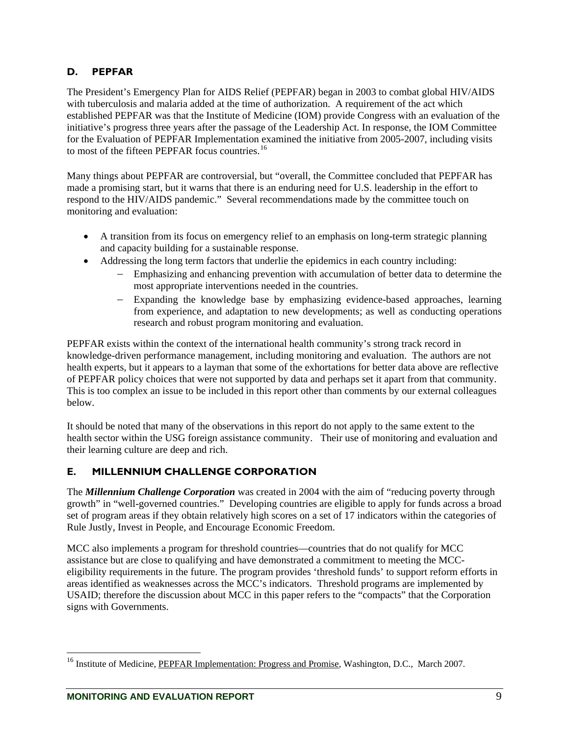## D. PEPFAR

The President's Emergency Plan for AIDS Relief (PEPFAR) began in 2003 to combat global HIV/AIDS with tuberculosis and malaria added at the time of authorization. A requirement of the act which established PEPFAR was that the Institute of Medicine (IOM) provide Congress with an evaluation of the initiative's progress three years after the passage of the Leadership Act. In response, the IOM Committee for the Evaluation of PEPFAR Implementation examined the initiative from 2005-2007, including visits to most of the fifteen PEPFAR focus countries.[16]

Many things about PEPFAR are controversial, but "overall, the Committee concluded that PEPFAR has made a promising start, but it warns that there is an enduring need for U.S. leadership in the effort to respond to the HIV/AIDS pandemic." Several recommendations made by the committee touch on monitoring and evaluation:

- A transition from its focus on emergency relief to an emphasis on long-term strategic planning and capacity building for a sustainable response.
- Addressing the long term factors that underlie the epidemics in each country including:
  - Emphasizing and enhancing prevention with accumulation of better data to determine the most appropriate interventions needed in the countries.
  - Expanding the knowledge base by emphasizing evidence-based approaches, learning from experience, and adaptation to new developments; as well as conducting operations research and robust program monitoring and evaluation.

PEPFAR exists within the context of the international health community's strong track record in knowledge-driven performance management, including monitoring and evaluation. The authors are not health experts, but it appears to a layman that some of the exhortations for better data above are reflective of PEPFAR policy choices that were not supported by data and perhaps set it apart from that community. This is too complex an issue to be included in this report other than comments by our external colleagues below.

It should be noted that many of the observations in this report do not apply to the same extent to the health sector within the USG foreign assistance community. Their use of monitoring and evaluation and their learning culture are deep and rich.

## E. MILLENNIUM CHALLENGE CORPORATION

The ***Millennium Challenge Corporation*** was created in 2004 with the aim of "reducing poverty through growth" in "well-governed countries." Developing countries are eligible to apply for funds across a broad set of program areas if they obtain relatively high scores on a set of 17 indicators within the categories of Rule Justly, Invest in People, and Encourage Economic Freedom.

MCC also implements a program for threshold countries—countries that do not qualify for MCC assistance but are close to qualifying and have demonstrated a commitment to meeting the MCC-eligibility requirements in the future. The program provides 'threshold funds' to support reform efforts in areas identified as weaknesses across the MCC's indicators. Threshold programs are implemented by USAID; therefore the discussion about MCC in this paper refers to the "compacts" that the Corporation signs with Governments.

---

[16] Institute of Medicine, PEPFAR Implementation: Progress and Promise, Washington, D.C., March 2007.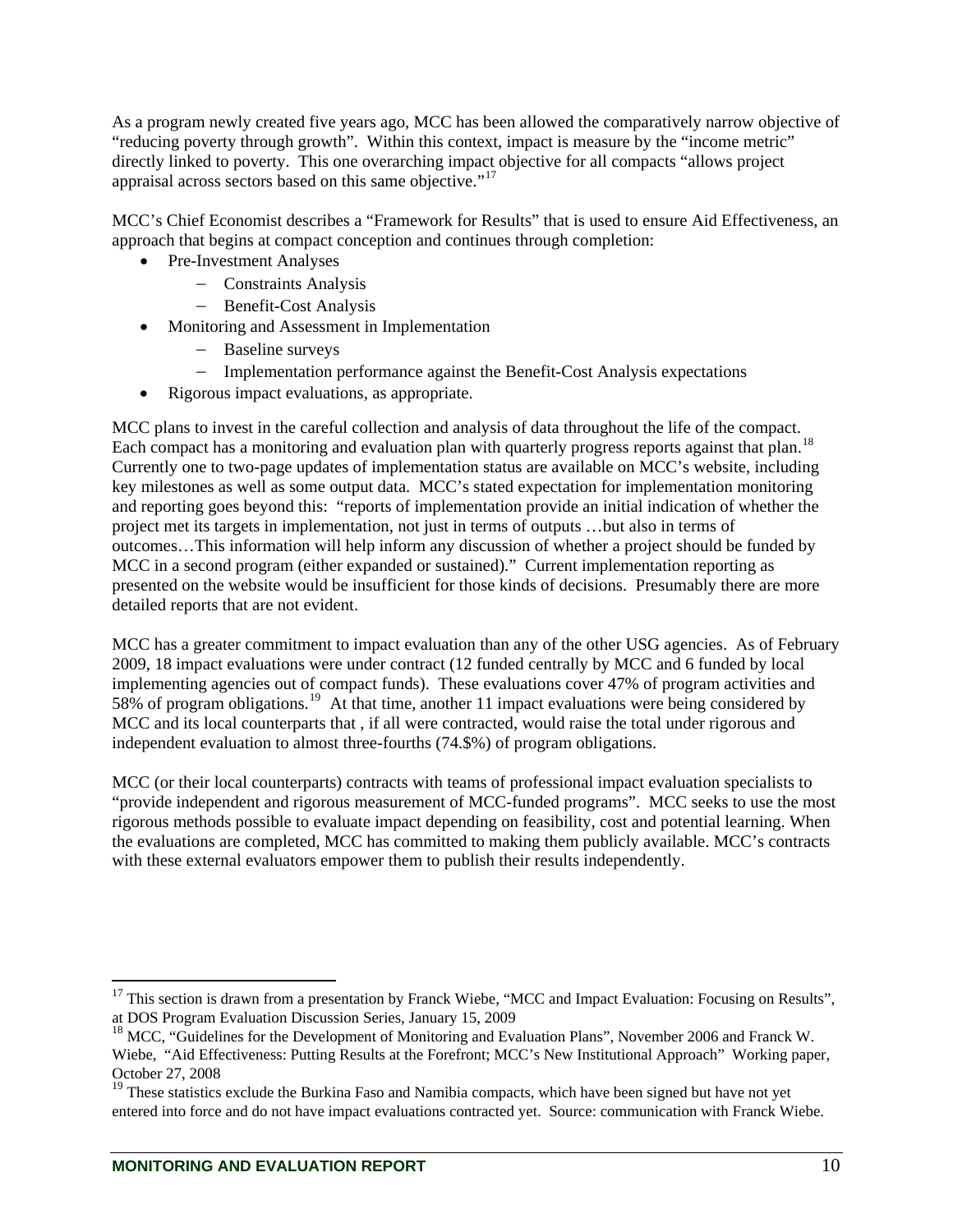As a program newly created five years ago, MCC has been allowed the comparatively narrow objective of "reducing poverty through growth". Within this context, impact is measure by the "income metric" directly linked to poverty. This one overarching impact objective for all compacts "allows project appraisal across sectors based on this same objective."[17]

MCC's Chief Economist describes a "Framework for Results" that is used to ensure Aid Effectiveness, an approach that begins at compact conception and continues through completion:

- Pre-Investment Analyses
  - Constraints Analysis
  - Benefit-Cost Analysis
- Monitoring and Assessment in Implementation
  - Baseline surveys
  - Implementation performance against the Benefit-Cost Analysis expectations
- Rigorous impact evaluations, as appropriate.

MCC plans to invest in the careful collection and analysis of data throughout the life of the compact. Each compact has a monitoring and evaluation plan with quarterly progress reports against that plan.[18] Currently one to two-page updates of implementation status are available on MCC's website, including key milestones as well as some output data. MCC's stated expectation for implementation monitoring and reporting goes beyond this: "reports of implementation provide an initial indication of whether the project met its targets in implementation, not just in terms of outputs …but also in terms of outcomes…This information will help inform any discussion of whether a project should be funded by MCC in a second program (either expanded or sustained)." Current implementation reporting as presented on the website would be insufficient for those kinds of decisions. Presumably there are more detailed reports that are not evident.

MCC has a greater commitment to impact evaluation than any of the other USG agencies. As of February 2009, 18 impact evaluations were under contract (12 funded centrally by MCC and 6 funded by local implementing agencies out of compact funds). These evaluations cover 47% of program activities and 58% of program obligations.[19] At that time, another 11 impact evaluations were being considered by MCC and its local counterparts that , if all were contracted, would raise the total under rigorous and independent evaluation to almost three-fourths (74.$%) of program obligations.

MCC (or their local counterparts) contracts with teams of professional impact evaluation specialists to "provide independent and rigorous measurement of MCC-funded programs". MCC seeks to use the most rigorous methods possible to evaluate impact depending on feasibility, cost and potential learning. When the evaluations are completed, MCC has committed to making them publicly available. MCC's contracts with these external evaluators empower them to publish their results independently.

---

[17] This section is drawn from a presentation by Franck Wiebe, "MCC and Impact Evaluation: Focusing on Results", at DOS Program Evaluation Discussion Series, January 15, 2009

[18] MCC, "Guidelines for the Development of Monitoring and Evaluation Plans", November 2006 and Franck W. Wiebe, "Aid Effectiveness: Putting Results at the Forefront; MCC's New Institutional Approach" Working paper, October 27, 2008

[19] These statistics exclude the Burkina Faso and Namibia compacts, which have been signed but have not yet entered into force and do not have impact evaluations contracted yet. Source: communication with Franck Wiebe.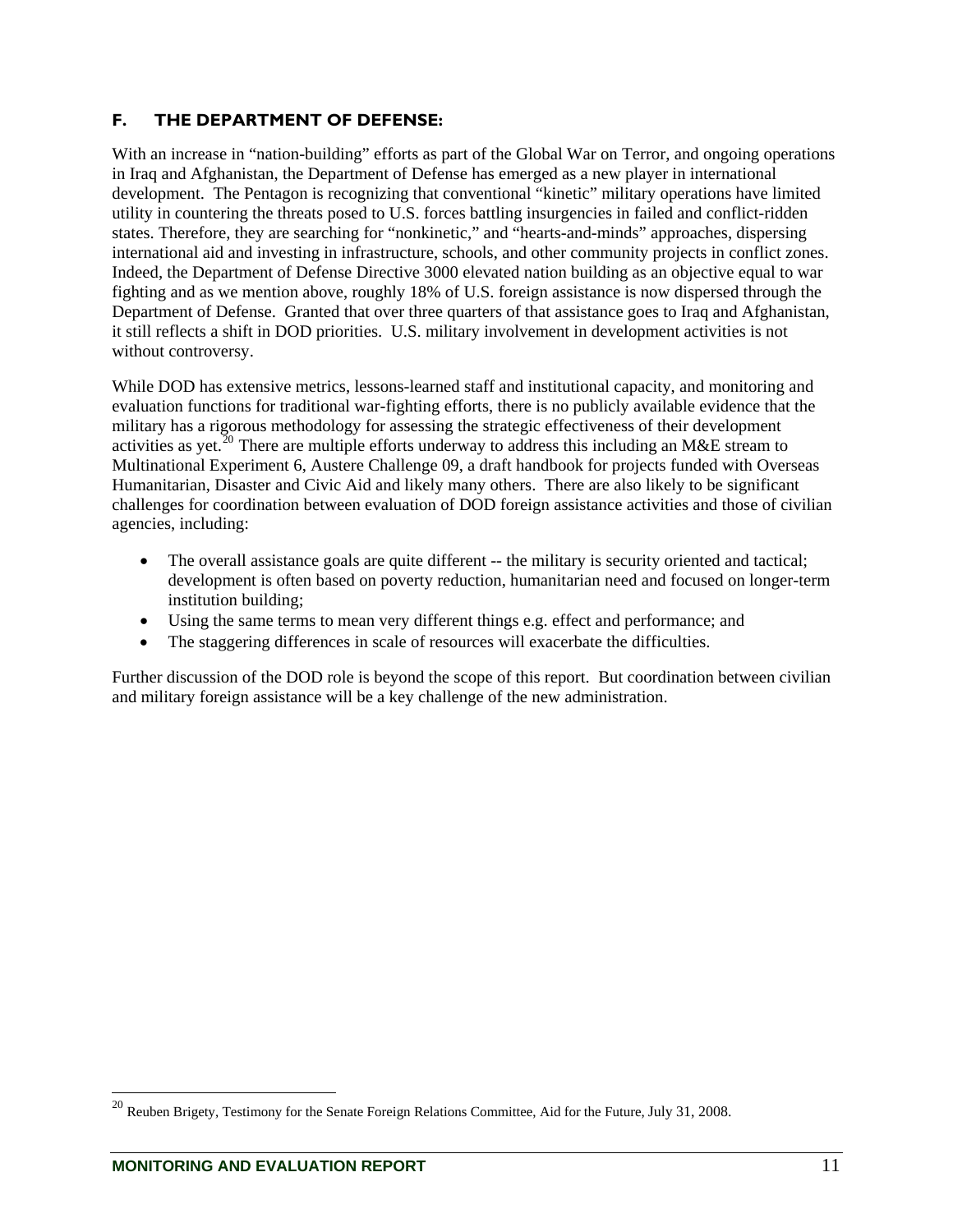### F. THE DEPARTMENT OF DEFENSE:

With an increase in "nation-building" efforts as part of the Global War on Terror, and ongoing operations in Iraq and Afghanistan, the Department of Defense has emerged as a new player in international development. The Pentagon is recognizing that conventional "kinetic" military operations have limited utility in countering the threats posed to U.S. forces battling insurgencies in failed and conflict-ridden states. Therefore, they are searching for "nonkinetic," and "hearts-and-minds" approaches, dispersing international aid and investing in infrastructure, schools, and other community projects in conflict zones. Indeed, the Department of Defense Directive 3000 elevated nation building as an objective equal to war fighting and as we mention above, roughly 18% of U.S. foreign assistance is now dispersed through the Department of Defense. Granted that over three quarters of that assistance goes to Iraq and Afghanistan, it still reflects a shift in DOD priorities. U.S. military involvement in development activities is not without controversy.

While DOD has extensive metrics, lessons-learned staff and institutional capacity, and monitoring and evaluation functions for traditional war-fighting efforts, there is no publicly available evidence that the military has a rigorous methodology for assessing the strategic effectiveness of their development activities as yet.[20] There are multiple efforts underway to address this including an M&E stream to Multinational Experiment 6, Austere Challenge 09, a draft handbook for projects funded with Overseas Humanitarian, Disaster and Civic Aid and likely many others. There are also likely to be significant challenges for coordination between evaluation of DOD foreign assistance activities and those of civilian agencies, including:

- The overall assistance goals are quite different -- the military is security oriented and tactical; development is often based on poverty reduction, humanitarian need and focused on longer-term institution building;
- Using the same terms to mean very different things e.g. effect and performance; and
- The staggering differences in scale of resources will exacerbate the difficulties.

Further discussion of the DOD role is beyond the scope of this report. But coordination between civilian and military foreign assistance will be a key challenge of the new administration.

---

[20] Reuben Brigety, Testimony for the Senate Foreign Relations Committee, Aid for the Future, July 31, 2008.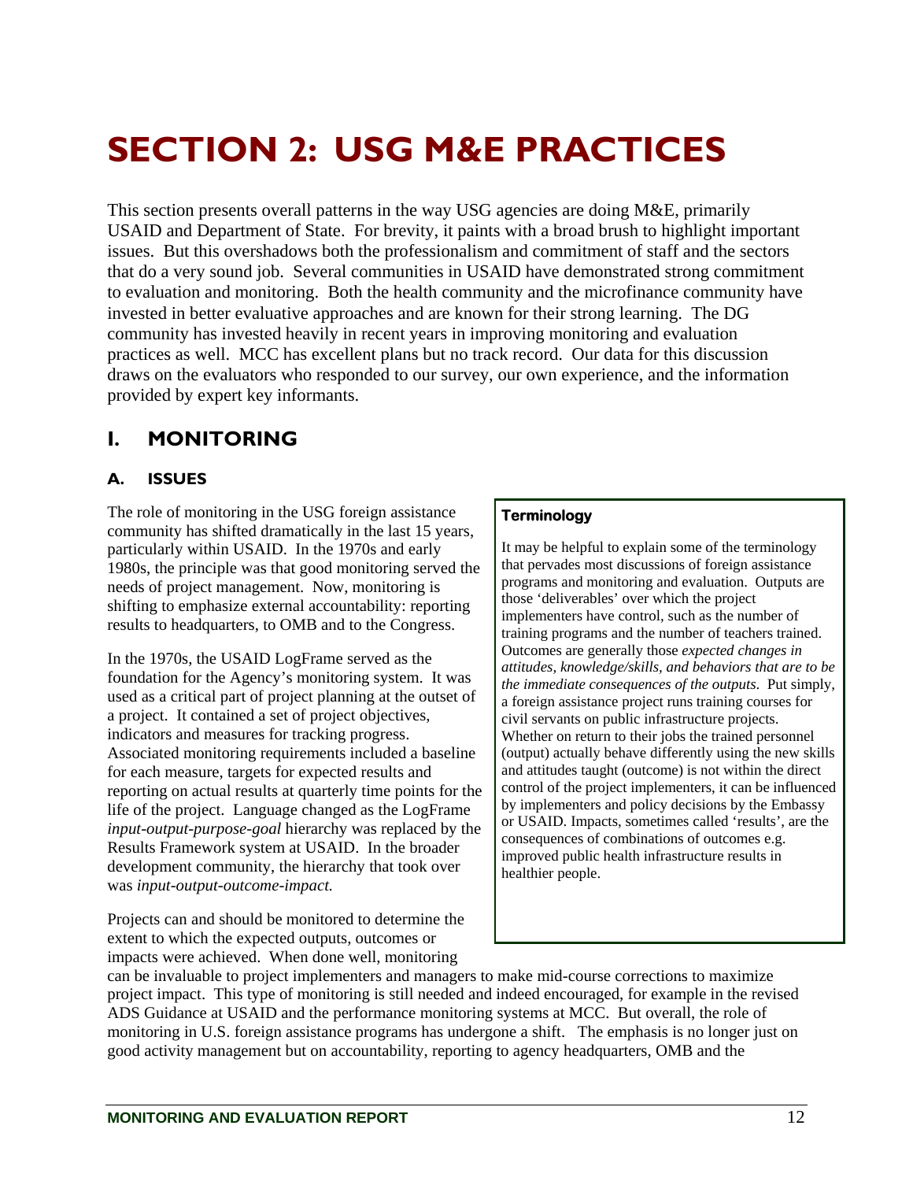# SECTION 2: USG M&E PRACTICES

This section presents overall patterns in the way USG agencies are doing M&E, primarily USAID and Department of State. For brevity, it paints with a broad brush to highlight important issues. But this overshadows both the professionalism and commitment of staff and the sectors that do a very sound job. Several communities in USAID have demonstrated strong commitment to evaluation and monitoring. Both the health community and the microfinance community have invested in better evaluative approaches and are known for their strong learning. The DG community has invested heavily in recent years in improving monitoring and evaluation practices as well. MCC has excellent plans but no track record. Our data for this discussion draws on the evaluators who responded to our survey, our own experience, and the information provided by expert key informants.

## I. MONITORING

### A. ISSUES

The role of monitoring in the USG foreign assistance community has shifted dramatically in the last 15 years, particularly within USAID. In the 1970s and early 1980s, the principle was that good monitoring served the needs of project management. Now, monitoring is shifting to emphasize external accountability: reporting results to headquarters, to OMB and to the Congress.

In the 1970s, the USAID LogFrame served as the foundation for the Agency's monitoring system. It was used as a critical part of project planning at the outset of a project. It contained a set of project objectives, indicators and measures for tracking progress. Associated monitoring requirements included a baseline for each measure, targets for expected results and reporting on actual results at quarterly time points for the life of the project. Language changed as the LogFrame *input-output-purpose-goal* hierarchy was replaced by the Results Framework system at USAID. In the broader development community, the hierarchy that took over was *input-output-outcome-impact.*

> **Terminology**
>
> It may be helpful to explain some of the terminology that pervades most discussions of foreign assistance programs and monitoring and evaluation. Outputs are those 'deliverables' over which the project implementers have control, such as the number of training programs and the number of teachers trained. Outcomes are generally those *expected changes in attitudes, knowledge/skills, and behaviors that are to be the immediate consequences of the outputs*. Put simply, a foreign assistance project runs training courses for civil servants on public infrastructure projects. Whether on return to their jobs the trained personnel (output) actually behave differently using the new skills and attitudes taught (outcome) is not within the direct control of the project implementers, it can be influenced by implementers and policy decisions by the Embassy or USAID. Impacts, sometimes called 'results', are the consequences of combinations of outcomes e.g. improved public health infrastructure results in healthier people.

Projects can and should be monitored to determine the extent to which the expected outputs, outcomes or impacts were achieved. When done well, monitoring can be invaluable to project implementers and managers to make mid-course corrections to maximize project impact. This type of monitoring is still needed and indeed encouraged, for example in the revised ADS Guidance at USAID and the performance monitoring systems at MCC. But overall, the role of monitoring in U.S. foreign assistance programs has undergone a shift. The emphasis is no longer just on good activity management but on accountability, reporting to agency headquarters, OMB and the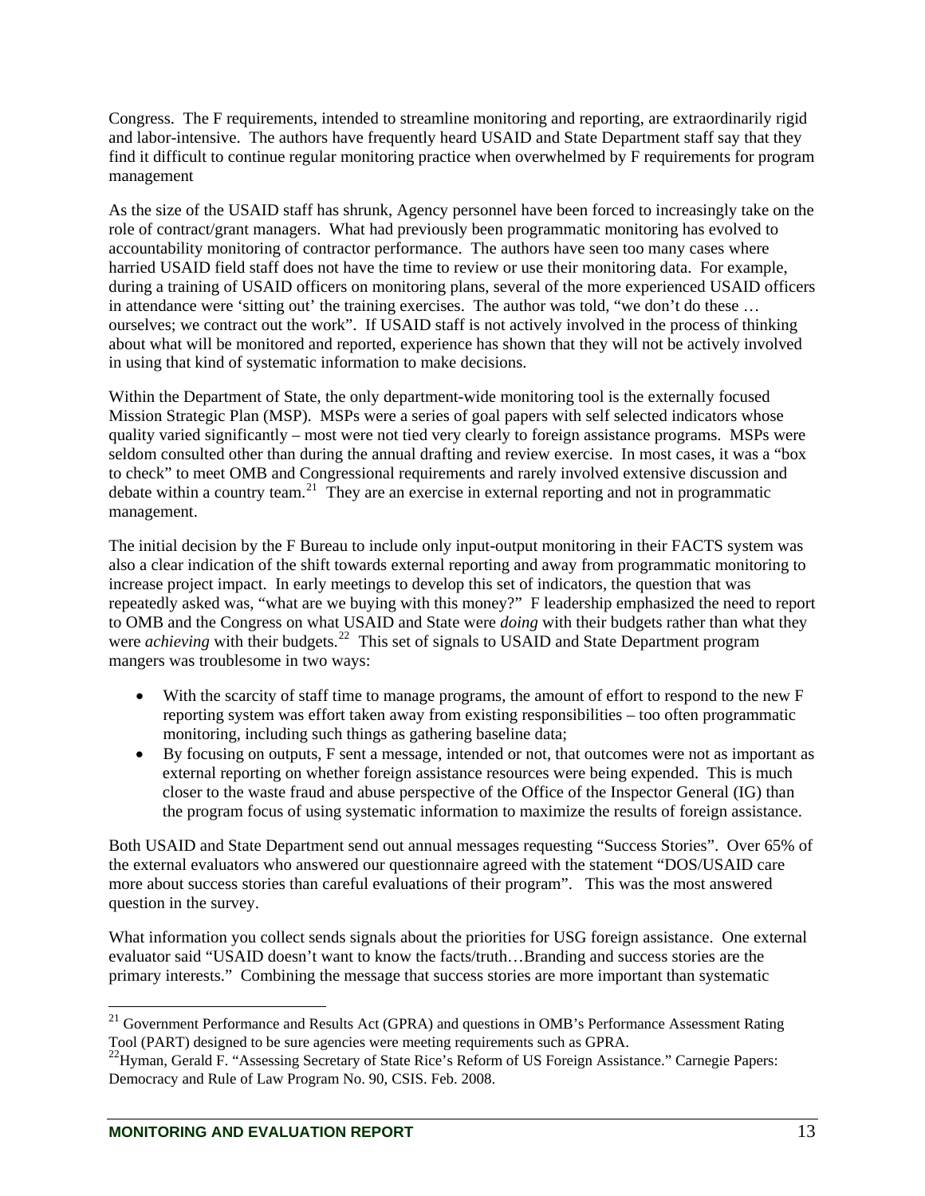Congress. The F requirements, intended to streamline monitoring and reporting, are extraordinarily rigid and labor-intensive. The authors have frequently heard USAID and State Department staff say that they find it difficult to continue regular monitoring practice when overwhelmed by F requirements for program management

As the size of the USAID staff has shrunk, Agency personnel have been forced to increasingly take on the role of contract/grant managers. What had previously been programmatic monitoring has evolved to accountability monitoring of contractor performance. The authors have seen too many cases where harried USAID field staff does not have the time to review or use their monitoring data. For example, during a training of USAID officers on monitoring plans, several of the more experienced USAID officers in attendance were 'sitting out' the training exercises. The author was told, "we don't do these … ourselves; we contract out the work". If USAID staff is not actively involved in the process of thinking about what will be monitored and reported, experience has shown that they will not be actively involved in using that kind of systematic information to make decisions.

Within the Department of State, the only department-wide monitoring tool is the externally focused Mission Strategic Plan (MSP). MSPs were a series of goal papers with self selected indicators whose quality varied significantly – most were not tied very clearly to foreign assistance programs. MSPs were seldom consulted other than during the annual drafting and review exercise. In most cases, it was a "box to check" to meet OMB and Congressional requirements and rarely involved extensive discussion and debate within a country team.[21] They are an exercise in external reporting and not in programmatic management.

The initial decision by the F Bureau to include only input-output monitoring in their FACTS system was also a clear indication of the shift towards external reporting and away from programmatic monitoring to increase project impact. In early meetings to develop this set of indicators, the question that was repeatedly asked was, "what are we buying with this money?" F leadership emphasized the need to report to OMB and the Congress on what USAID and State were *doing* with their budgets rather than what they were *achieving* with their budgets.[22] This set of signals to USAID and State Department program mangers was troublesome in two ways:

- With the scarcity of staff time to manage programs, the amount of effort to respond to the new F reporting system was effort taken away from existing responsibilities – too often programmatic monitoring, including such things as gathering baseline data;
- By focusing on outputs, F sent a message, intended or not, that outcomes were not as important as external reporting on whether foreign assistance resources were being expended. This is much closer to the waste fraud and abuse perspective of the Office of the Inspector General (IG) than the program focus of using systematic information to maximize the results of foreign assistance.

Both USAID and State Department send out annual messages requesting "Success Stories". Over 65% of the external evaluators who answered our questionnaire agreed with the statement "DOS/USAID care more about success stories than careful evaluations of their program". This was the most answered question in the survey.

What information you collect sends signals about the priorities for USG foreign assistance. One external evaluator said "USAID doesn't want to know the facts/truth…Branding and success stories are the primary interests." Combining the message that success stories are more important than systematic

---

[21] Government Performance and Results Act (GPRA) and questions in OMB's Performance Assessment Rating Tool (PART) designed to be sure agencies were meeting requirements such as GPRA.

[22] Hyman, Gerald F. "Assessing Secretary of State Rice's Reform of US Foreign Assistance." Carnegie Papers: Democracy and Rule of Law Program No. 90, CSIS. Feb. 2008.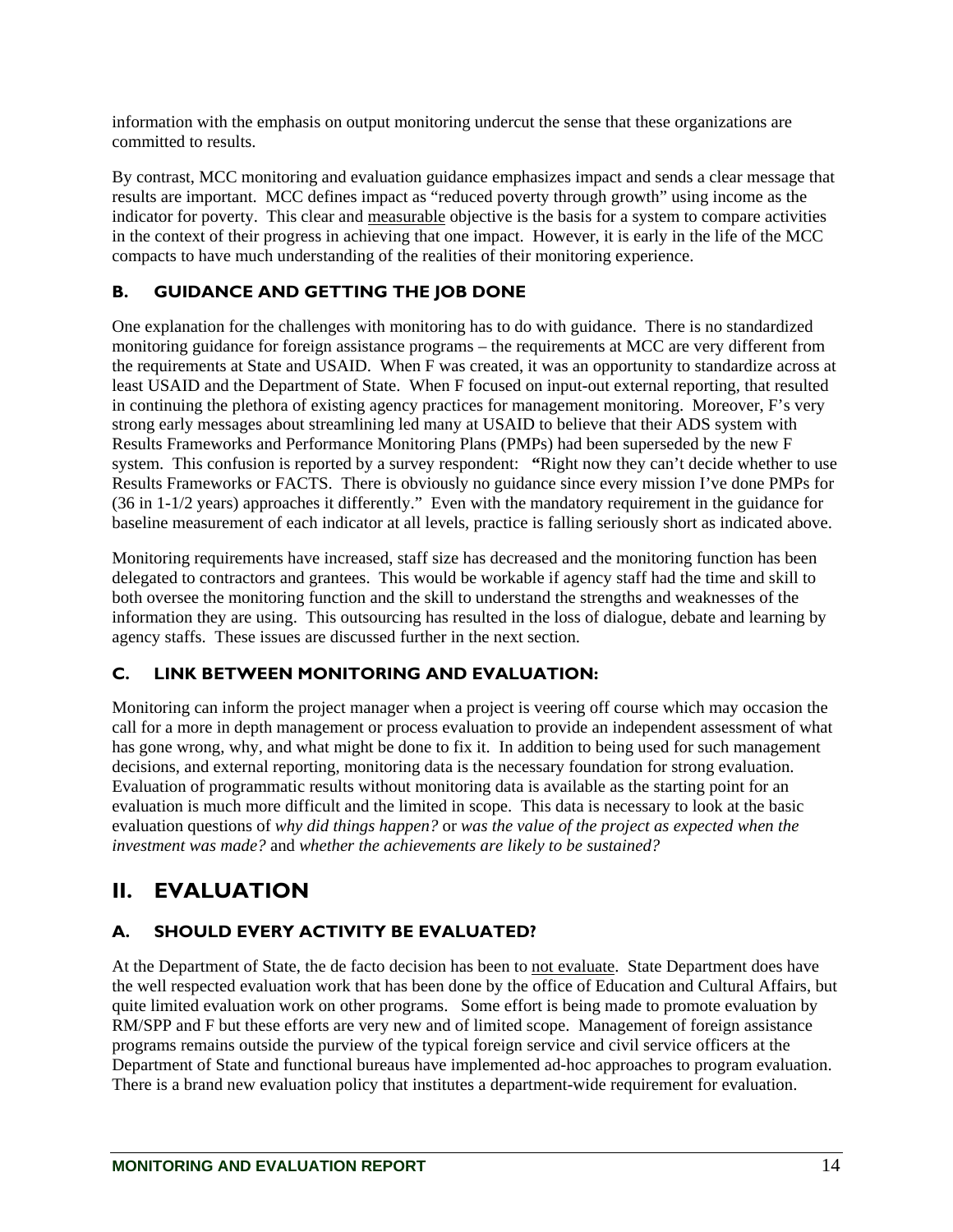information with the emphasis on output monitoring undercut the sense that these organizations are committed to results.

By contrast, MCC monitoring and evaluation guidance emphasizes impact and sends a clear message that results are important. MCC defines impact as "reduced poverty through growth" using income as the indicator for poverty. This clear and <u>measurable</u> objective is the basis for a system to compare activities in the context of their progress in achieving that one impact. However, it is early in the life of the MCC compacts to have much understanding of the realities of their monitoring experience.

### B. GUIDANCE AND GETTING THE JOB DONE

One explanation for the challenges with monitoring has to do with guidance. There is no standardized monitoring guidance for foreign assistance programs – the requirements at MCC are very different from the requirements at State and USAID. When F was created, it was an opportunity to standardize across at least USAID and the Department of State. When F focused on input-out external reporting, that resulted in continuing the plethora of existing agency practices for management monitoring. Moreover, F's very strong early messages about streamlining led many at USAID to believe that their ADS system with Results Frameworks and Performance Monitoring Plans (PMPs) had been superseded by the new F system. This confusion is reported by a survey respondent: **"**Right now they can't decide whether to use Results Frameworks or FACTS. There is obviously no guidance since every mission I've done PMPs for (36 in 1-1/2 years) approaches it differently." Even with the mandatory requirement in the guidance for baseline measurement of each indicator at all levels, practice is falling seriously short as indicated above.

Monitoring requirements have increased, staff size has decreased and the monitoring function has been delegated to contractors and grantees. This would be workable if agency staff had the time and skill to both oversee the monitoring function and the skill to understand the strengths and weaknesses of the information they are using. This outsourcing has resulted in the loss of dialogue, debate and learning by agency staffs. These issues are discussed further in the next section.

### C. LINK BETWEEN MONITORING AND EVALUATION:

Monitoring can inform the project manager when a project is veering off course which may occasion the call for a more in depth management or process evaluation to provide an independent assessment of what has gone wrong, why, and what might be done to fix it. In addition to being used for such management decisions, and external reporting, monitoring data is the necessary foundation for strong evaluation. Evaluation of programmatic results without monitoring data is available as the starting point for an evaluation is much more difficult and the limited in scope. This data is necessary to look at the basic evaluation questions of *why did things happen?* or *was the value of the project as expected when the investment was made?* and *whether the achievements are likely to be sustained?*

## II. EVALUATION

### A. SHOULD EVERY ACTIVITY BE EVALUATED?

At the Department of State, the de facto decision has been to <u>not evaluate</u>. State Department does have the well respected evaluation work that has been done by the office of Education and Cultural Affairs, but quite limited evaluation work on other programs. Some effort is being made to promote evaluation by RM/SPP and F but these efforts are very new and of limited scope. Management of foreign assistance programs remains outside the purview of the typical foreign service and civil service officers at the Department of State and functional bureaus have implemented ad-hoc approaches to program evaluation. There is a brand new evaluation policy that institutes a department-wide requirement for evaluation.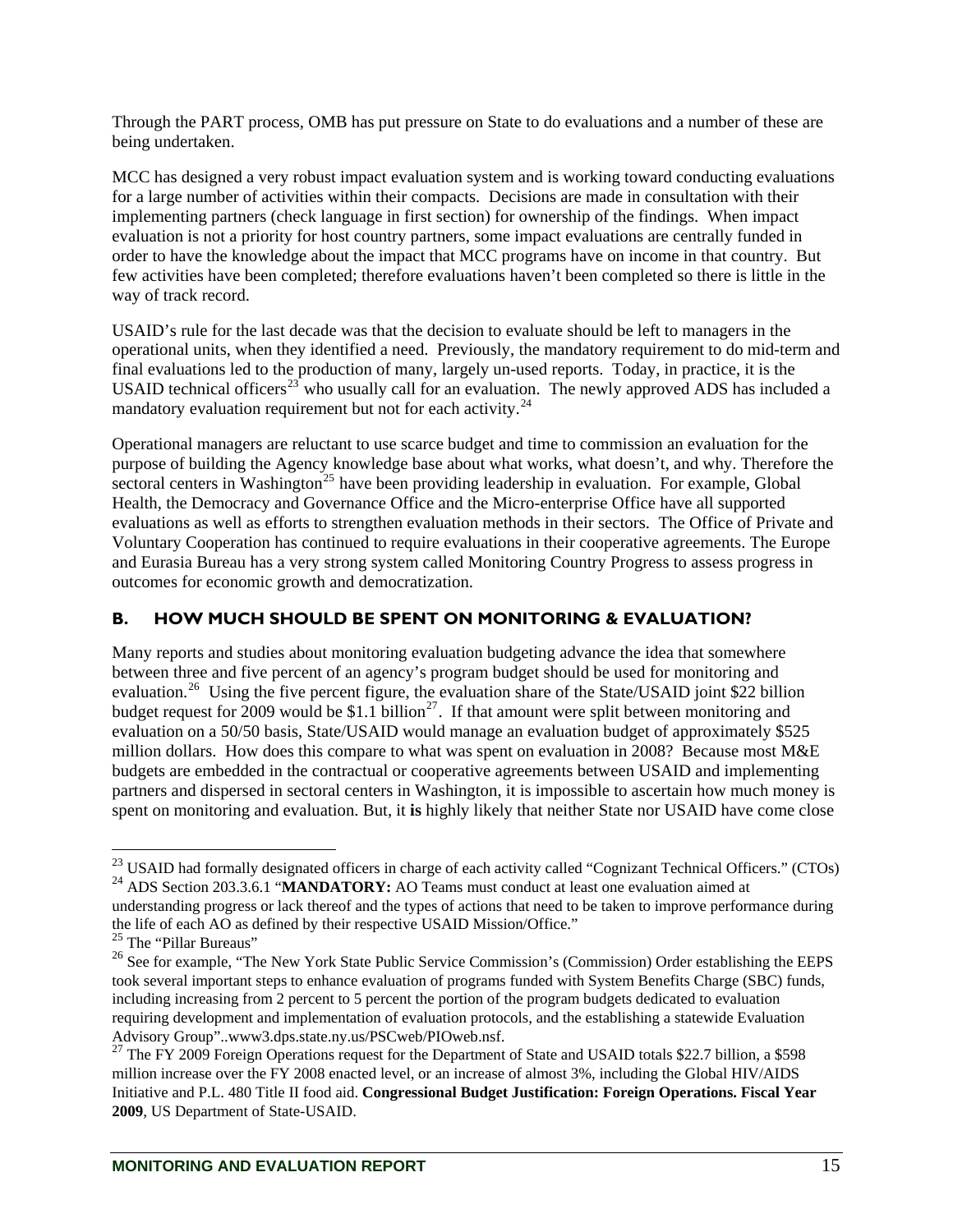Through the PART process, OMB has put pressure on State to do evaluations and a number of these are being undertaken.

MCC has designed a very robust impact evaluation system and is working toward conducting evaluations for a large number of activities within their compacts. Decisions are made in consultation with their implementing partners (check language in first section) for ownership of the findings. When impact evaluation is not a priority for host country partners, some impact evaluations are centrally funded in order to have the knowledge about the impact that MCC programs have on income in that country. But few activities have been completed; therefore evaluations haven't been completed so there is little in the way of track record.

USAID's rule for the last decade was that the decision to evaluate should be left to managers in the operational units, when they identified a need. Previously, the mandatory requirement to do mid-term and final evaluations led to the production of many, largely un-used reports. Today, in practice, it is the USAID technical officers[23] who usually call for an evaluation. The newly approved ADS has included a mandatory evaluation requirement but not for each activity.[24]

Operational managers are reluctant to use scarce budget and time to commission an evaluation for the purpose of building the Agency knowledge base about what works, what doesn't, and why. Therefore the sectoral centers in Washington[25] have been providing leadership in evaluation. For example, Global Health, the Democracy and Governance Office and the Micro-enterprise Office have all supported evaluations as well as efforts to strengthen evaluation methods in their sectors. The Office of Private and Voluntary Cooperation has continued to require evaluations in their cooperative agreements. The Europe and Eurasia Bureau has a very strong system called Monitoring Country Progress to assess progress in outcomes for economic growth and democratization.

## B. HOW MUCH SHOULD BE SPENT ON MONITORING & EVALUATION?

Many reports and studies about monitoring evaluation budgeting advance the idea that somewhere between three and five percent of an agency's program budget should be used for monitoring and evaluation.[26] Using the five percent figure, the evaluation share of the State/USAID joint \$22 billion budget request for 2009 would be \$1.1 billion[27]. If that amount were split between monitoring and evaluation on a 50/50 basis, State/USAID would manage an evaluation budget of approximately \$525 million dollars. How does this compare to what was spent on evaluation in 2008? Because most M&E budgets are embedded in the contractual or cooperative agreements between USAID and implementing partners and dispersed in sectoral centers in Washington, it is impossible to ascertain how much money is spent on monitoring and evaluation. But, it **is** highly likely that neither State nor USAID have come close

---

[23] USAID had formally designated officers in charge of each activity called "Cognizant Technical Officers." (CTOs)

[24] ADS Section 203.3.6.1 "**MANDATORY:** AO Teams must conduct at least one evaluation aimed at understanding progress or lack thereof and the types of actions that need to be taken to improve performance during the life of each AO as defined by their respective USAID Mission/Office."

[25] The "Pillar Bureaus"

[26] See for example, "The New York State Public Service Commission's (Commission) Order establishing the EEPS took several important steps to enhance evaluation of programs funded with System Benefits Charge (SBC) funds, including increasing from 2 percent to 5 percent the portion of the program budgets dedicated to evaluation requiring development and implementation of evaluation protocols, and the establishing a statewide Evaluation Advisory Group"..www3.dps.state.ny.us/PSCweb/PIOweb.nsf.

[27] The FY 2009 Foreign Operations request for the Department of State and USAID totals \$22.7 billion, a \$598 million increase over the FY 2008 enacted level, or an increase of almost 3%, including the Global HIV/AIDS Initiative and P.L. 480 Title II food aid. **Congressional Budget Justification: Foreign Operations. Fiscal Year 2009**, US Department of State-USAID.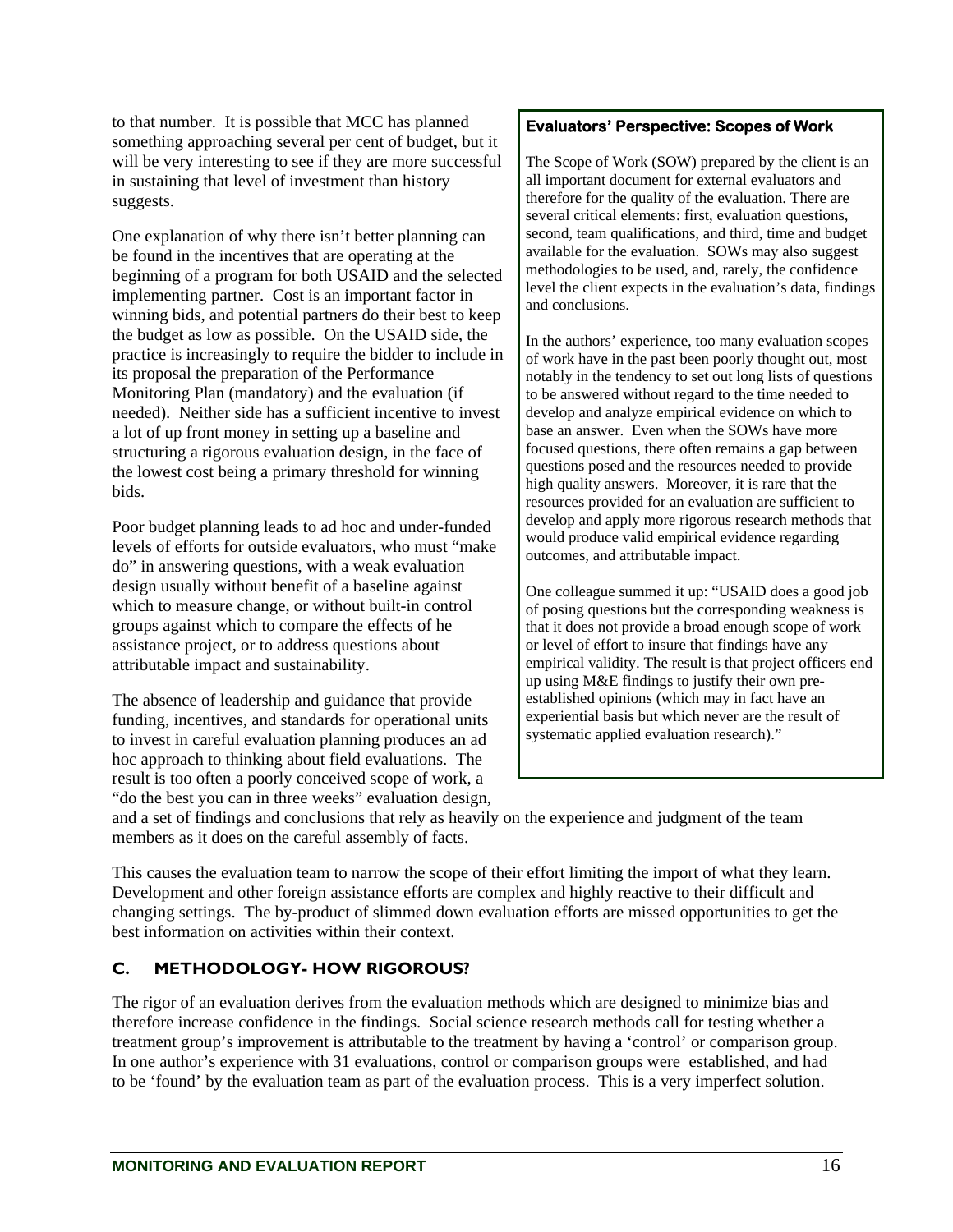to that number. It is possible that MCC has planned something approaching several per cent of budget, but it will be very interesting to see if they are more successful in sustaining that level of investment than history suggests.

One explanation of why there isn't better planning can be found in the incentives that are operating at the beginning of a program for both USAID and the selected implementing partner. Cost is an important factor in winning bids, and potential partners do their best to keep the budget as low as possible. On the USAID side, the practice is increasingly to require the bidder to include in its proposal the preparation of the Performance Monitoring Plan (mandatory) and the evaluation (if needed). Neither side has a sufficient incentive to invest a lot of up front money in setting up a baseline and structuring a rigorous evaluation design, in the face of the lowest cost being a primary threshold for winning bids.

Poor budget planning leads to ad hoc and under-funded levels of efforts for outside evaluators, who must "make do" in answering questions, with a weak evaluation design usually without benefit of a baseline against which to measure change, or without built-in control groups against which to compare the effects of he assistance project, or to address questions about attributable impact and sustainability.

The absence of leadership and guidance that provide funding, incentives, and standards for operational units to invest in careful evaluation planning produces an ad hoc approach to thinking about field evaluations. The result is too often a poorly conceived scope of work, a "do the best you can in three weeks" evaluation design, and a set of findings and conclusions that rely as heavily on the experience and judgment of the team members as it does on the careful assembly of facts.

This causes the evaluation team to narrow the scope of their effort limiting the import of what they learn. Development and other foreign assistance efforts are complex and highly reactive to their difficult and changing settings. The by-product of slimmed down evaluation efforts are missed opportunities to get the best information on activities within their context.

> **Evaluators' Perspective: Scopes of Work**
>
> The Scope of Work (SOW) prepared by the client is an all important document for external evaluators and therefore for the quality of the evaluation. There are several critical elements: first, evaluation questions, second, team qualifications, and third, time and budget available for the evaluation. SOWs may also suggest methodologies to be used, and, rarely, the confidence level the client expects in the evaluation's data, findings and conclusions.
>
> In the authors' experience, too many evaluation scopes of work have in the past been poorly thought out, most notably in the tendency to set out long lists of questions to be answered without regard to the time needed to develop and analyze empirical evidence on which to base an answer. Even when the SOWs have more focused questions, there often remains a gap between questions posed and the resources needed to provide high quality answers. Moreover, it is rare that the resources provided for an evaluation are sufficient to develop and apply more rigorous research methods that would produce valid empirical evidence regarding outcomes, and attributable impact.
>
> One colleague summed it up: "USAID does a good job of posing questions but the corresponding weakness is that it does not provide a broad enough scope of work or level of effort to insure that findings have any empirical validity. The result is that project officers end up using M&E findings to justify their own pre-established opinions (which may in fact have an experiential basis but which never are the result of systematic applied evaluation research)."

## C. METHODOLOGY- HOW RIGOROUS?

The rigor of an evaluation derives from the evaluation methods which are designed to minimize bias and therefore increase confidence in the findings. Social science research methods call for testing whether a treatment group's improvement is attributable to the treatment by having a 'control' or comparison group. In one author's experience with 31 evaluations, control or comparison groups were established, and had to be 'found' by the evaluation team as part of the evaluation process. This is a very imperfect solution.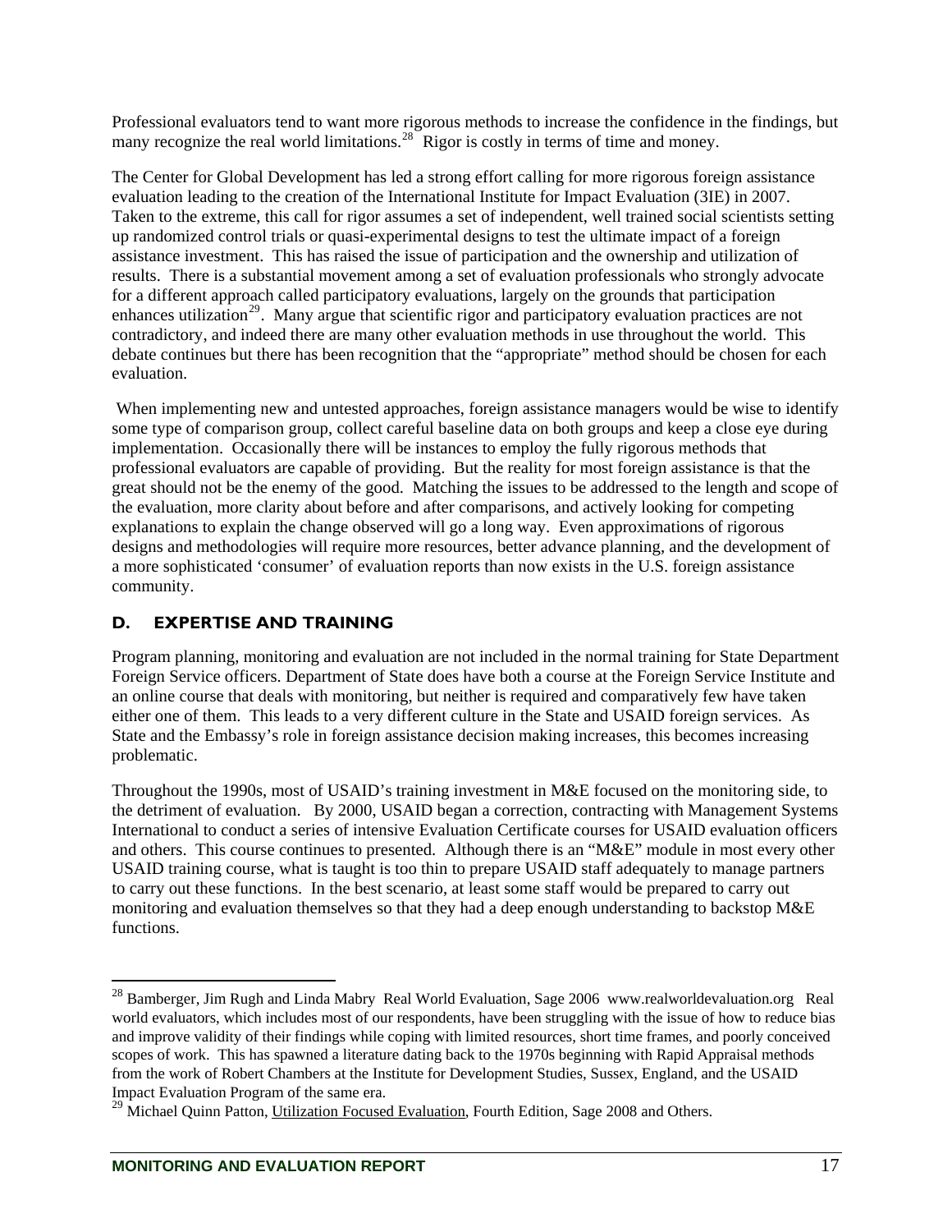Professional evaluators tend to want more rigorous methods to increase the confidence in the findings, but many recognize the real world limitations.[28] Rigor is costly in terms of time and money.

The Center for Global Development has led a strong effort calling for more rigorous foreign assistance evaluation leading to the creation of the International Institute for Impact Evaluation (3IE) in 2007. Taken to the extreme, this call for rigor assumes a set of independent, well trained social scientists setting up randomized control trials or quasi-experimental designs to test the ultimate impact of a foreign assistance investment. This has raised the issue of participation and the ownership and utilization of results. There is a substantial movement among a set of evaluation professionals who strongly advocate for a different approach called participatory evaluations, largely on the grounds that participation enhances utilization[29]. Many argue that scientific rigor and participatory evaluation practices are not contradictory, and indeed there are many other evaluation methods in use throughout the world. This debate continues but there has been recognition that the "appropriate" method should be chosen for each evaluation.

When implementing new and untested approaches, foreign assistance managers would be wise to identify some type of comparison group, collect careful baseline data on both groups and keep a close eye during implementation. Occasionally there will be instances to employ the fully rigorous methods that professional evaluators are capable of providing. But the reality for most foreign assistance is that the great should not be the enemy of the good. Matching the issues to be addressed to the length and scope of the evaluation, more clarity about before and after comparisons, and actively looking for competing explanations to explain the change observed will go a long way. Even approximations of rigorous designs and methodologies will require more resources, better advance planning, and the development of a more sophisticated 'consumer' of evaluation reports than now exists in the U.S. foreign assistance community.

## D. EXPERTISE AND TRAINING

Program planning, monitoring and evaluation are not included in the normal training for State Department Foreign Service officers. Department of State does have both a course at the Foreign Service Institute and an online course that deals with monitoring, but neither is required and comparatively few have taken either one of them. This leads to a very different culture in the State and USAID foreign services. As State and the Embassy's role in foreign assistance decision making increases, this becomes increasing problematic.

Throughout the 1990s, most of USAID's training investment in M&E focused on the monitoring side, to the detriment of evaluation. By 2000, USAID began a correction, contracting with Management Systems International to conduct a series of intensive Evaluation Certificate courses for USAID evaluation officers and others. This course continues to presented. Although there is an "M&E" module in most every other USAID training course, what is taught is too thin to prepare USAID staff adequately to manage partners to carry out these functions. In the best scenario, at least some staff would be prepared to carry out monitoring and evaluation themselves so that they had a deep enough understanding to backstop M&E functions.

---

[28] Bamberger, Jim Rugh and Linda Mabry Real World Evaluation, Sage 2006 www.realworldevaluation.org Real world evaluators, which includes most of our respondents, have been struggling with the issue of how to reduce bias and improve validity of their findings while coping with limited resources, short time frames, and poorly conceived scopes of work. This has spawned a literature dating back to the 1970s beginning with Rapid Appraisal methods from the work of Robert Chambers at the Institute for Development Studies, Sussex, England, and the USAID Impact Evaluation Program of the same era.

[29] Michael Quinn Patton, Utilization Focused Evaluation, Fourth Edition, Sage 2008 and Others.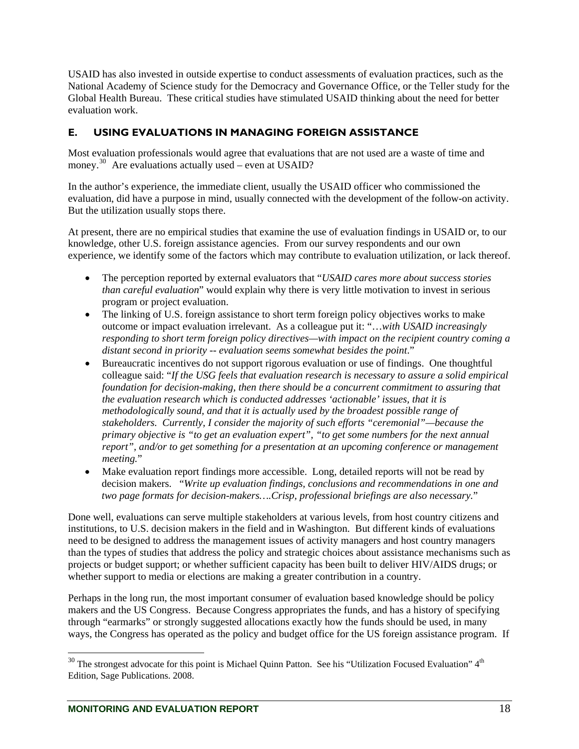USAID has also invested in outside expertise to conduct assessments of evaluation practices, such as the National Academy of Science study for the Democracy and Governance Office, or the Teller study for the Global Health Bureau. These critical studies have stimulated USAID thinking about the need for better evaluation work.

## E. USING EVALUATIONS IN MANAGING FOREIGN ASSISTANCE

Most evaluation professionals would agree that evaluations that are not used are a waste of time and money.[30] Are evaluations actually used – even at USAID?

In the author's experience, the immediate client, usually the USAID officer who commissioned the evaluation, did have a purpose in mind, usually connected with the development of the follow-on activity. But the utilization usually stops there.

At present, there are no empirical studies that examine the use of evaluation findings in USAID or, to our knowledge, other U.S. foreign assistance agencies. From our survey respondents and our own experience, we identify some of the factors which may contribute to evaluation utilization, or lack thereof.

- The perception reported by external evaluators that "*USAID cares more about success stories than careful evaluation*" would explain why there is very little motivation to invest in serious program or project evaluation.
- The linking of U.S. foreign assistance to short term foreign policy objectives works to make outcome or impact evaluation irrelevant. As a colleague put it: "*…with USAID increasingly responding to short term foreign policy directives—with impact on the recipient country coming a distant second in priority -- evaluation seems somewhat besides the point.*"
- Bureaucratic incentives do not support rigorous evaluation or use of findings. One thoughtful colleague said: "*If the USG feels that evaluation research is necessary to assure a solid empirical foundation for decision-making, then there should be a concurrent commitment to assuring that the evaluation research which is conducted addresses 'actionable' issues, that it is methodologically sound, and that it is actually used by the broadest possible range of stakeholders. Currently, I consider the majority of such efforts "ceremonial"—because the primary objective is "to get an evaluation expert", "to get some numbers for the next annual report", and/or to get something for a presentation at an upcoming conference or management meeting.*"
- Make evaluation report findings more accessible. Long, detailed reports will not be read by decision makers. "*Write up evaluation findings, conclusions and recommendations in one and two page formats for decision-makers….Crisp, professional briefings are also necessary.*"

Done well, evaluations can serve multiple stakeholders at various levels, from host country citizens and institutions, to U.S. decision makers in the field and in Washington. But different kinds of evaluations need to be designed to address the management issues of activity managers and host country managers than the types of studies that address the policy and strategic choices about assistance mechanisms such as projects or budget support; or whether sufficient capacity has been built to deliver HIV/AIDS drugs; or whether support to media or elections are making a greater contribution in a country.

Perhaps in the long run, the most important consumer of evaluation based knowledge should be policy makers and the US Congress. Because Congress appropriates the funds, and has a history of specifying through "earmarks" or strongly suggested allocations exactly how the funds should be used, in many ways, the Congress has operated as the policy and budget office for the US foreign assistance program. If

[30] The strongest advocate for this point is Michael Quinn Patton. See his "Utilization Focused Evaluation" 4th Edition, Sage Publications. 2008.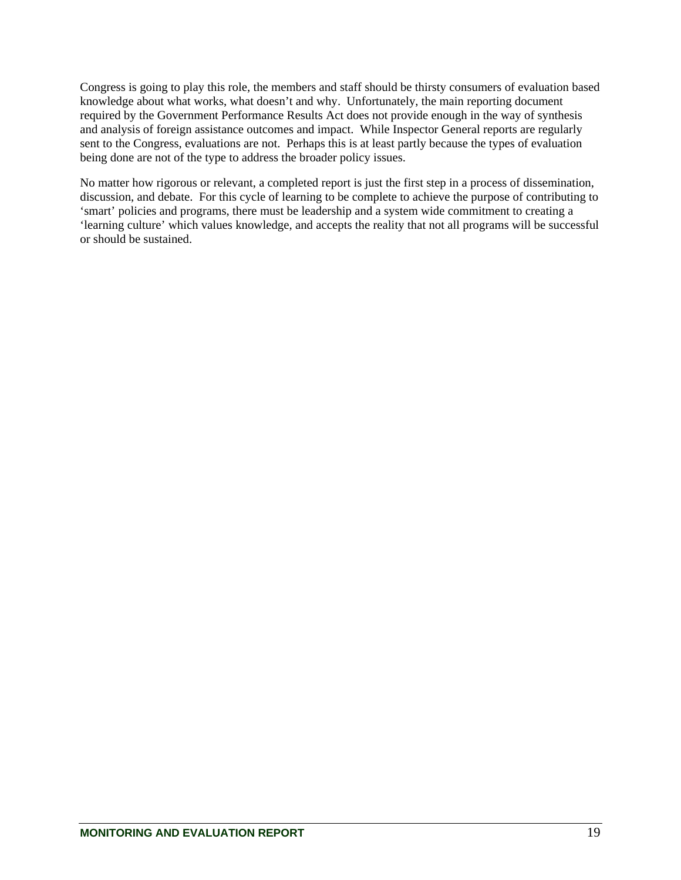Congress is going to play this role, the members and staff should be thirsty consumers of evaluation based knowledge about what works, what doesn't and why. Unfortunately, the main reporting document required by the Government Performance Results Act does not provide enough in the way of synthesis and analysis of foreign assistance outcomes and impact. While Inspector General reports are regularly sent to the Congress, evaluations are not. Perhaps this is at least partly because the types of evaluation being done are not of the type to address the broader policy issues.

No matter how rigorous or relevant, a completed report is just the first step in a process of dissemination, discussion, and debate. For this cycle of learning to be complete to achieve the purpose of contributing to 'smart' policies and programs, there must be leadership and a system wide commitment to creating a 'learning culture' which values knowledge, and accepts the reality that not all programs will be successful or should be sustained.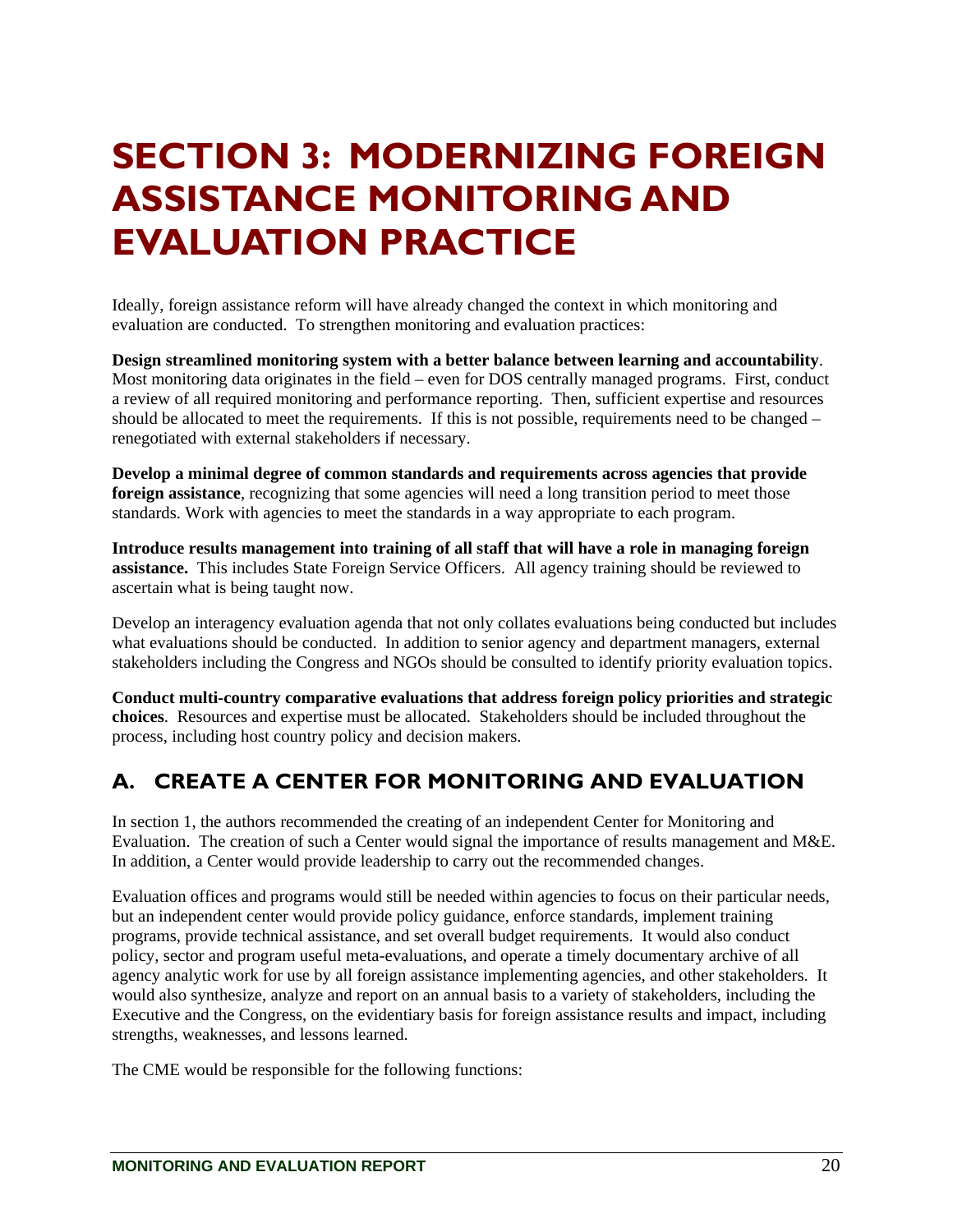# SECTION 3: MODERNIZING FOREIGN ASSISTANCE MONITORING AND EVALUATION PRACTICE

Ideally, foreign assistance reform will have already changed the context in which monitoring and evaluation are conducted. To strengthen monitoring and evaluation practices:

**Design streamlined monitoring system with a better balance between learning and accountability**. Most monitoring data originates in the field – even for DOS centrally managed programs. First, conduct a review of all required monitoring and performance reporting. Then, sufficient expertise and resources should be allocated to meet the requirements. If this is not possible, requirements need to be changed – renegotiated with external stakeholders if necessary.

**Develop a minimal degree of common standards and requirements across agencies that provide foreign assistance**, recognizing that some agencies will need a long transition period to meet those standards. Work with agencies to meet the standards in a way appropriate to each program.

**Introduce results management into training of all staff that will have a role in managing foreign assistance.** This includes State Foreign Service Officers. All agency training should be reviewed to ascertain what is being taught now.

Develop an interagency evaluation agenda that not only collates evaluations being conducted but includes what evaluations should be conducted. In addition to senior agency and department managers, external stakeholders including the Congress and NGOs should be consulted to identify priority evaluation topics.

**Conduct multi-country comparative evaluations that address foreign policy priorities and strategic choices**. Resources and expertise must be allocated. Stakeholders should be included throughout the process, including host country policy and decision makers.

## A. CREATE A CENTER FOR MONITORING AND EVALUATION

In section 1, the authors recommended the creating of an independent Center for Monitoring and Evaluation. The creation of such a Center would signal the importance of results management and M&E. In addition, a Center would provide leadership to carry out the recommended changes.

Evaluation offices and programs would still be needed within agencies to focus on their particular needs, but an independent center would provide policy guidance, enforce standards, implement training programs, provide technical assistance, and set overall budget requirements. It would also conduct policy, sector and program useful meta-evaluations, and operate a timely documentary archive of all agency analytic work for use by all foreign assistance implementing agencies, and other stakeholders. It would also synthesize, analyze and report on an annual basis to a variety of stakeholders, including the Executive and the Congress, on the evidentiary basis for foreign assistance results and impact, including strengths, weaknesses, and lessons learned.

The CME would be responsible for the following functions: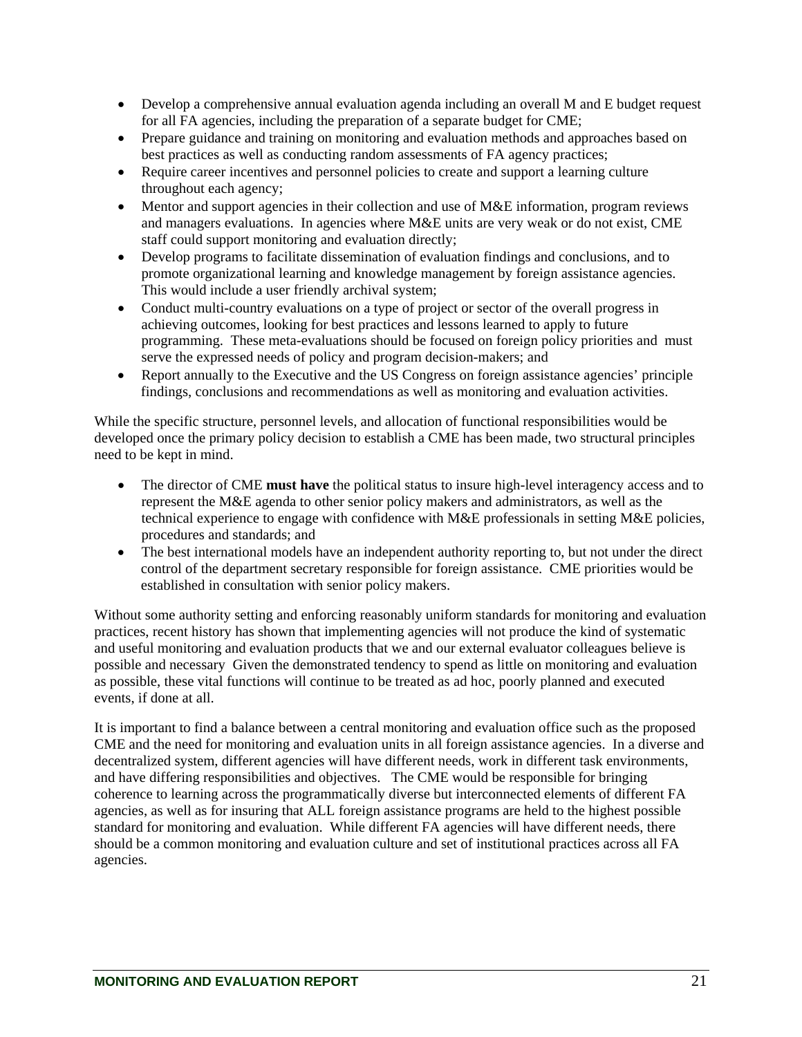- Develop a comprehensive annual evaluation agenda including an overall M and E budget request for all FA agencies, including the preparation of a separate budget for CME;
- Prepare guidance and training on monitoring and evaluation methods and approaches based on best practices as well as conducting random assessments of FA agency practices;
- Require career incentives and personnel policies to create and support a learning culture throughout each agency;
- Mentor and support agencies in their collection and use of M&E information, program reviews and managers evaluations. In agencies where M&E units are very weak or do not exist, CME staff could support monitoring and evaluation directly;
- Develop programs to facilitate dissemination of evaluation findings and conclusions, and to promote organizational learning and knowledge management by foreign assistance agencies. This would include a user friendly archival system;
- Conduct multi-country evaluations on a type of project or sector of the overall progress in achieving outcomes, looking for best practices and lessons learned to apply to future programming. These meta-evaluations should be focused on foreign policy priorities and must serve the expressed needs of policy and program decision-makers; and
- Report annually to the Executive and the US Congress on foreign assistance agencies' principle findings, conclusions and recommendations as well as monitoring and evaluation activities.

While the specific structure, personnel levels, and allocation of functional responsibilities would be developed once the primary policy decision to establish a CME has been made, two structural principles need to be kept in mind.

- The director of CME **must have** the political status to insure high-level interagency access and to represent the M&E agenda to other senior policy makers and administrators, as well as the technical experience to engage with confidence with M&E professionals in setting M&E policies, procedures and standards; and
- The best international models have an independent authority reporting to, but not under the direct control of the department secretary responsible for foreign assistance. CME priorities would be established in consultation with senior policy makers.

Without some authority setting and enforcing reasonably uniform standards for monitoring and evaluation practices, recent history has shown that implementing agencies will not produce the kind of systematic and useful monitoring and evaluation products that we and our external evaluator colleagues believe is possible and necessary Given the demonstrated tendency to spend as little on monitoring and evaluation as possible, these vital functions will continue to be treated as ad hoc, poorly planned and executed events, if done at all.

It is important to find a balance between a central monitoring and evaluation office such as the proposed CME and the need for monitoring and evaluation units in all foreign assistance agencies. In a diverse and decentralized system, different agencies will have different needs, work in different task environments, and have differing responsibilities and objectives. The CME would be responsible for bringing coherence to learning across the programmatically diverse but interconnected elements of different FA agencies, as well as for insuring that ALL foreign assistance programs are held to the highest possible standard for monitoring and evaluation. While different FA agencies will have different needs, there should be a common monitoring and evaluation culture and set of institutional practices across all FA agencies.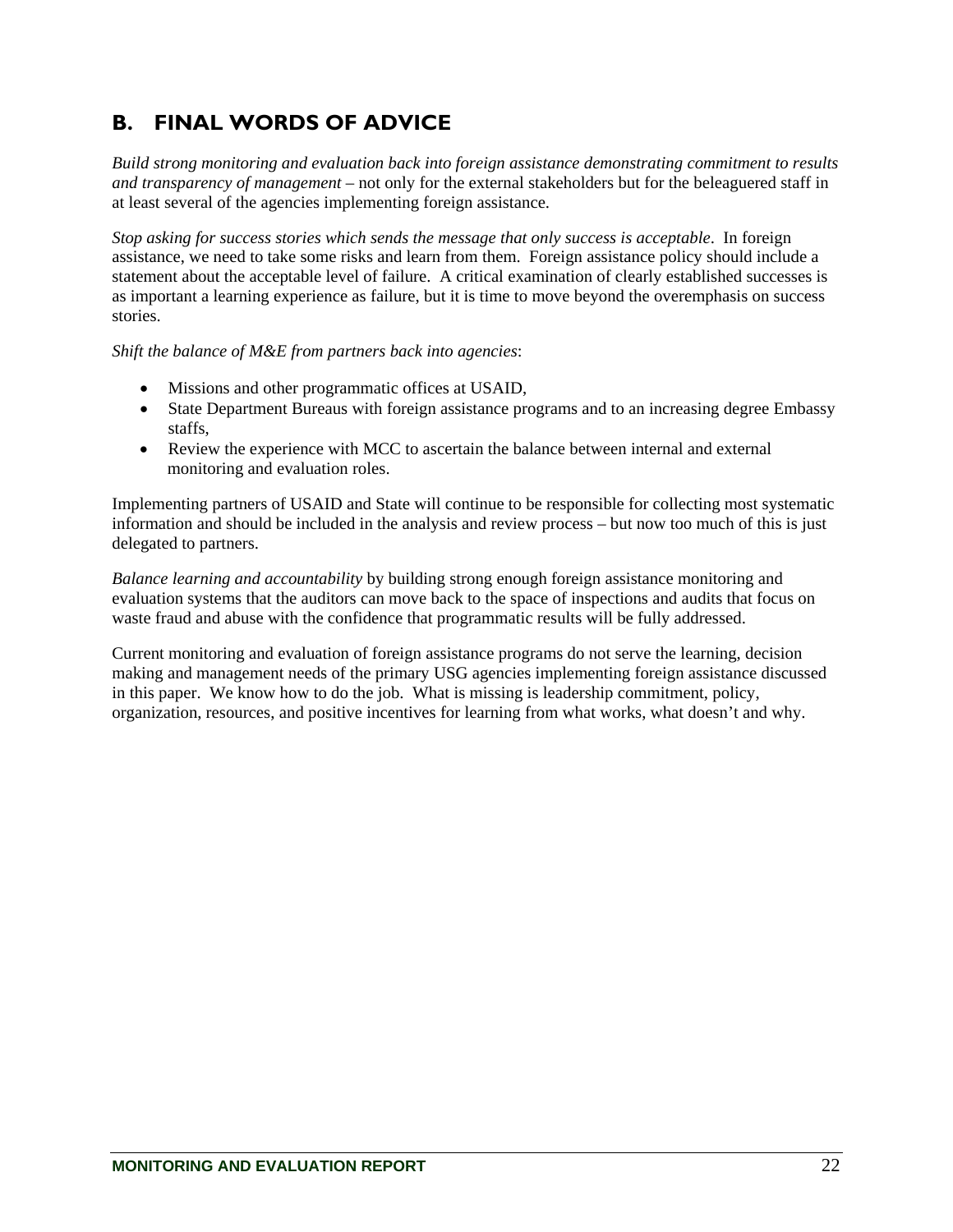## B. FINAL WORDS OF ADVICE

*Build strong monitoring and evaluation back into foreign assistance demonstrating commitment to results and transparency of management* – not only for the external stakeholders but for the beleaguered staff in at least several of the agencies implementing foreign assistance.

*Stop asking for success stories which sends the message that only success is acceptable*. In foreign assistance, we need to take some risks and learn from them. Foreign assistance policy should include a statement about the acceptable level of failure. A critical examination of clearly established successes is as important a learning experience as failure, but it is time to move beyond the overemphasis on success stories.

*Shift the balance of M&E from partners back into agencies*:

- Missions and other programmatic offices at USAID,
- State Department Bureaus with foreign assistance programs and to an increasing degree Embassy staffs,
- Review the experience with MCC to ascertain the balance between internal and external monitoring and evaluation roles.

Implementing partners of USAID and State will continue to be responsible for collecting most systematic information and should be included in the analysis and review process – but now too much of this is just delegated to partners.

*Balance learning and accountability* by building strong enough foreign assistance monitoring and evaluation systems that the auditors can move back to the space of inspections and audits that focus on waste fraud and abuse with the confidence that programmatic results will be fully addressed.

Current monitoring and evaluation of foreign assistance programs do not serve the learning, decision making and management needs of the primary USG agencies implementing foreign assistance discussed in this paper. We know how to do the job. What is missing is leadership commitment, policy, organization, resources, and positive incentives for learning from what works, what doesn't and why.